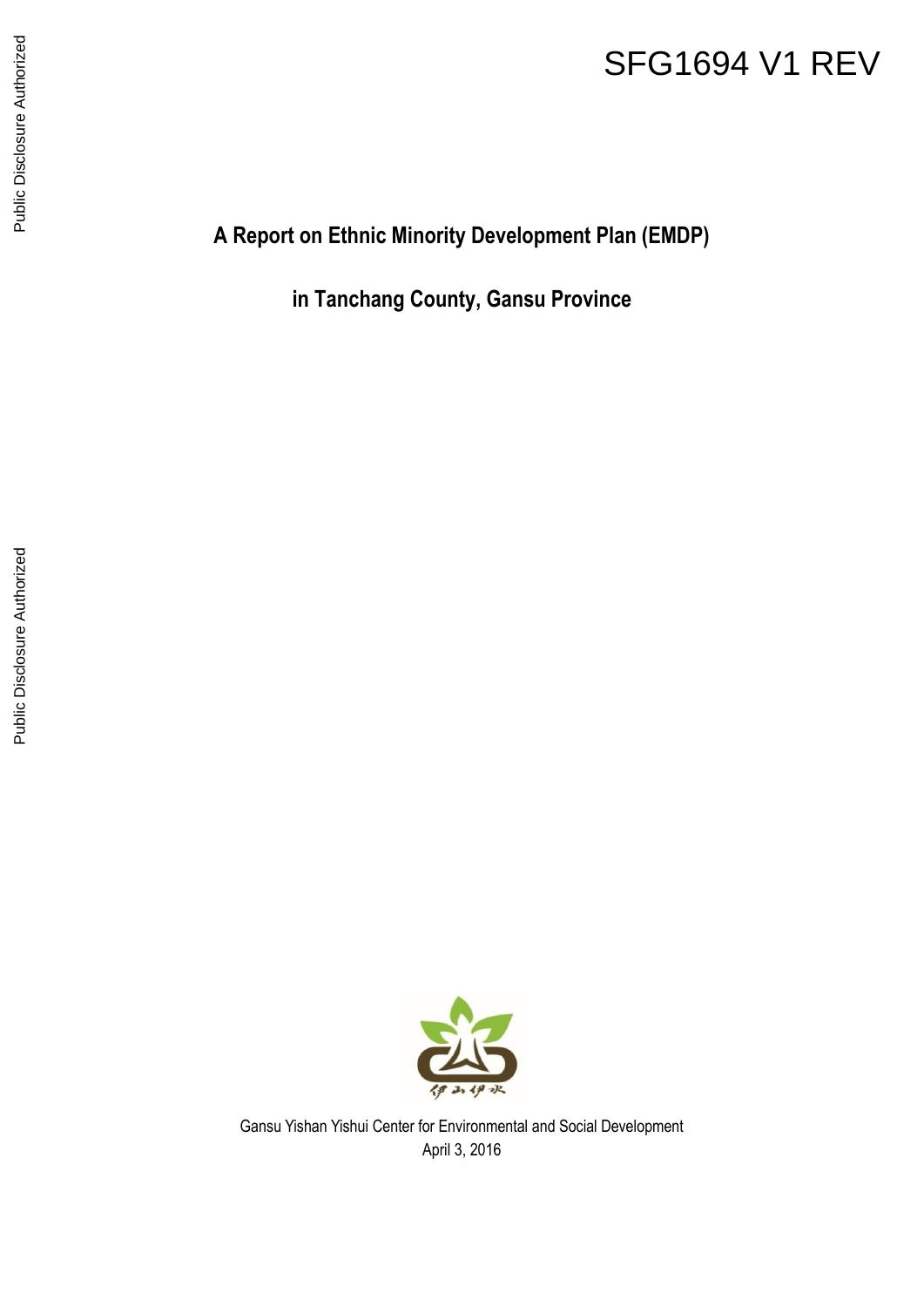SFG1694 V1 REV

# A Report on Ethnic Minority Development Plan (EMDP)

# in Tanchang County, Gansu Province

Gansu Yishan Yishui Center for Environmental and Social Development

April 3, 2016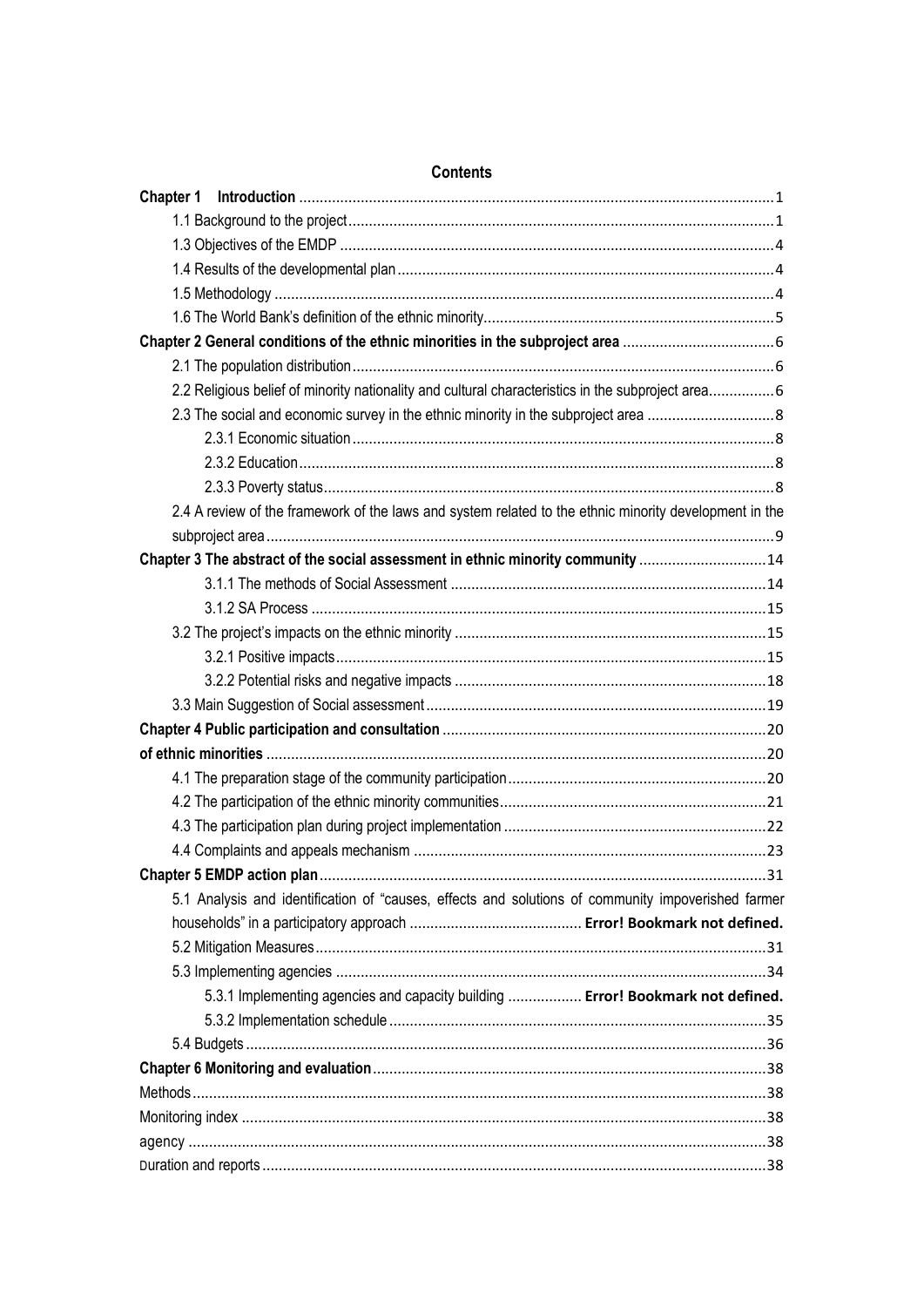# Contents

**Chapter 1 Introduction** ......................................................................................................................1

1.1 Background to the project .......................................................................................................1

1.3 Objectives of the EMDP .........................................................................................................4

1.4 Results of the developmental plan ...........................................................................................4

1.5 Methodology ........................................................................................................................4

1.6 The World Bank's definition of the ethnic minority......................................................................5

**Chapter 2 General conditions of the ethnic minorities in the subproject area** .....................................6

2.1 The population distribution......................................................................................................6

2.2 Religious belief of minority nationality and cultural characteristics in the subproject area................6

2.3 The social and economic survey in the ethnic minority in the subproject area ...............................8

2.3.1 Economic situation .....................................................................................................8

2.3.2 Education..................................................................................................................8

2.3.3 Poverty status............................................................................................................8

2.4 A review of the framework of the laws and system related to the ethnic minority development in the subproject area..........................................................................................................................9

**Chapter 3 The abstract of the social assessment in ethnic minority community** ..............................14

3.1.1 The methods of Social Assessment ............................................................................14

3.1.2 SA Process .............................................................................................................15

3.2 The project's impacts on the ethnic minority ...........................................................................15

3.2.1 Positive impacts.......................................................................................................15

3.2.2 Potential risks and negative impacts ...........................................................................18

3.3 Main Suggestion of Social assessment .................................................................................19

**Chapter 4 Public participation and consultation** .............................................................................20

**of ethnic minorities** ........................................................................................................................20

4.1 The preparation stage of the community participation..............................................................20

4.2 The participation of the ethnic minority communities................................................................21

4.3 The participation plan during project implementation ...............................................................22

4.4 Complaints and appeals mechanism .....................................................................................23

**Chapter 5 EMDP action plan**...........................................................................................................31

5.1 Analysis and identification of "causes, effects and solutions of community impoverished farmer households" in a participatory approach .......................................... **Error! Bookmark not defined.**

5.2 Mitigation Measures............................................................................................................31

5.3 Implementing agencies .......................................................................................................34

5.3.1 Implementing agencies and capacity building .................. **Error! Bookmark not defined.**

5.3.2 Implementation schedule ..........................................................................................35

5.4 Budgets .............................................................................................................................36

**Chapter 6 Monitoring and evaluation**..............................................................................................38

Methods.........................................................................................................................................38

Monitoring index .............................................................................................................................38

agency ..........................................................................................................................................38

Duration and reports........................................................................................................................38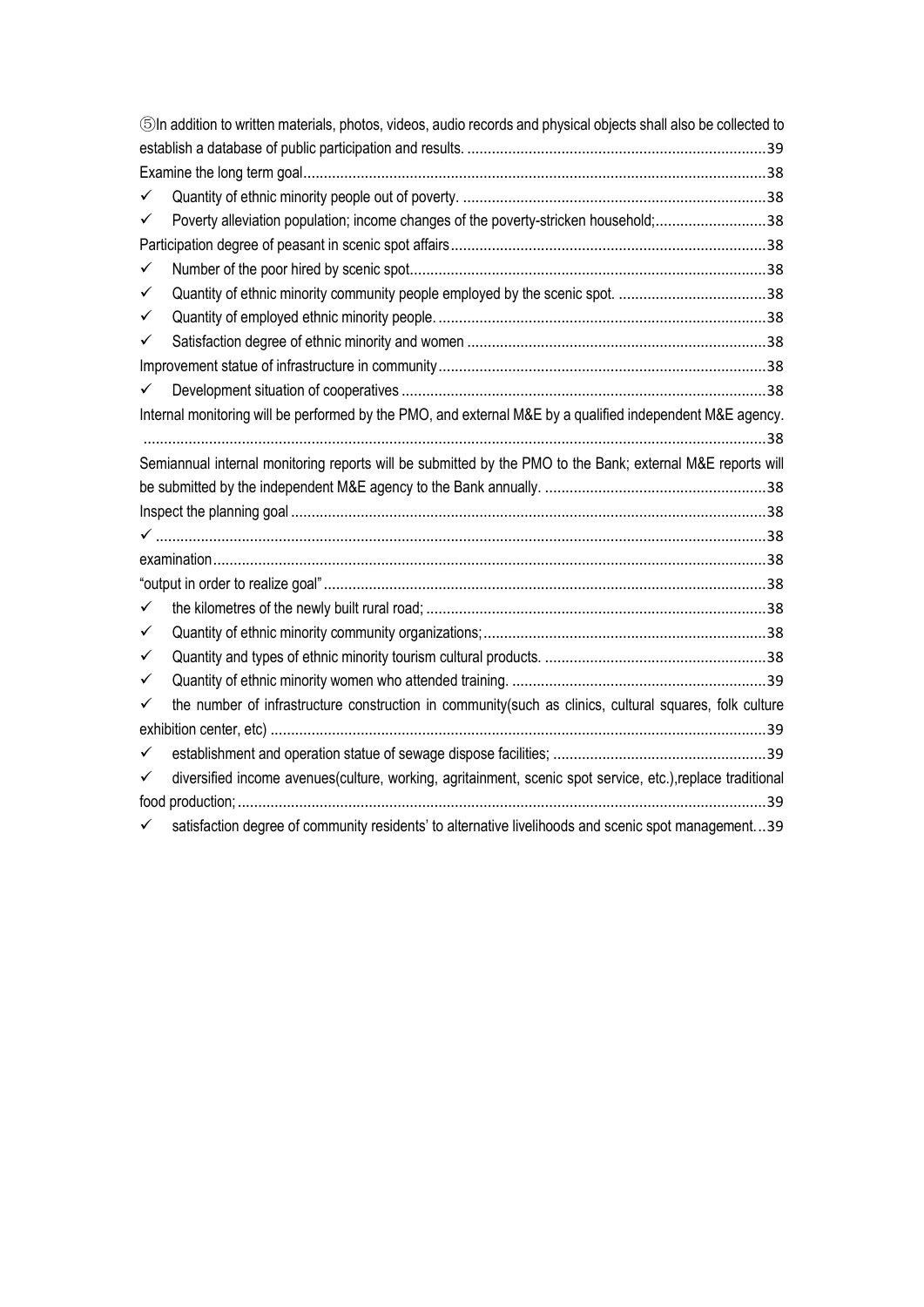⑤In addition to written materials, photos, videos, audio records and physical objects shall also be collected to establish a database of public participation and results. ........................................................................39

Examine the long term goal................................................................................................................38

- ✓ Quantity of ethnic minority people out of poverty. ...........................................................................38
- ✓ Poverty alleviation population; income changes of the poverty-stricken household;...........................38

Participation degree of peasant in scenic spot affairs..............................................................................38

- ✓ Number of the poor hired by scenic spot.......................................................................................38
- ✓ Quantity of ethnic minority community people employed by the scenic spot. ....................................38
- ✓ Quantity of employed ethnic minority people. ................................................................................38
- ✓ Satisfaction degree of ethnic minority and women .........................................................................38

Improvement statue of infrastructure in community..................................................................................38

- ✓ Development situation of cooperatives .........................................................................................38

Internal monitoring will be performed by the PMO, and external M&E by a qualified independent M&E agency. ........................................................................................................................................38

Semiannual internal monitoring reports will be submitted by the PMO to the Bank; external M&E reports will be submitted by the independent M&E agency to the Bank annually. ......................................................38

Inspect the planning goal ....................................................................................................................38

✓ ......................................................................................................................................................38

examination.......................................................................................................................................38

“output in order to realize goal”............................................................................................................38

- ✓ the kilometres of the newly built rural road; ..................................................................................38
- ✓ Quantity of ethnic minority community organizations;....................................................................38
- ✓ Quantity and types of ethnic minority tourism cultural products. .....................................................38
- ✓ Quantity of ethnic minority women who attended training. .............................................................39
- ✓ the number of infrastructure construction in community(such as clinics, cultural squares, folk culture exhibition center, etc) ........................................................................................................................39
- ✓ establishment and operation statue of sewage dispose facilities; ...................................................39
- ✓ diversified income avenues(culture, working, agritainment, scenic spot service, etc.),replace traditional food production;...............................................................................................................................39
- ✓ satisfaction degree of community residents' to alternative livelihoods and scenic spot management...39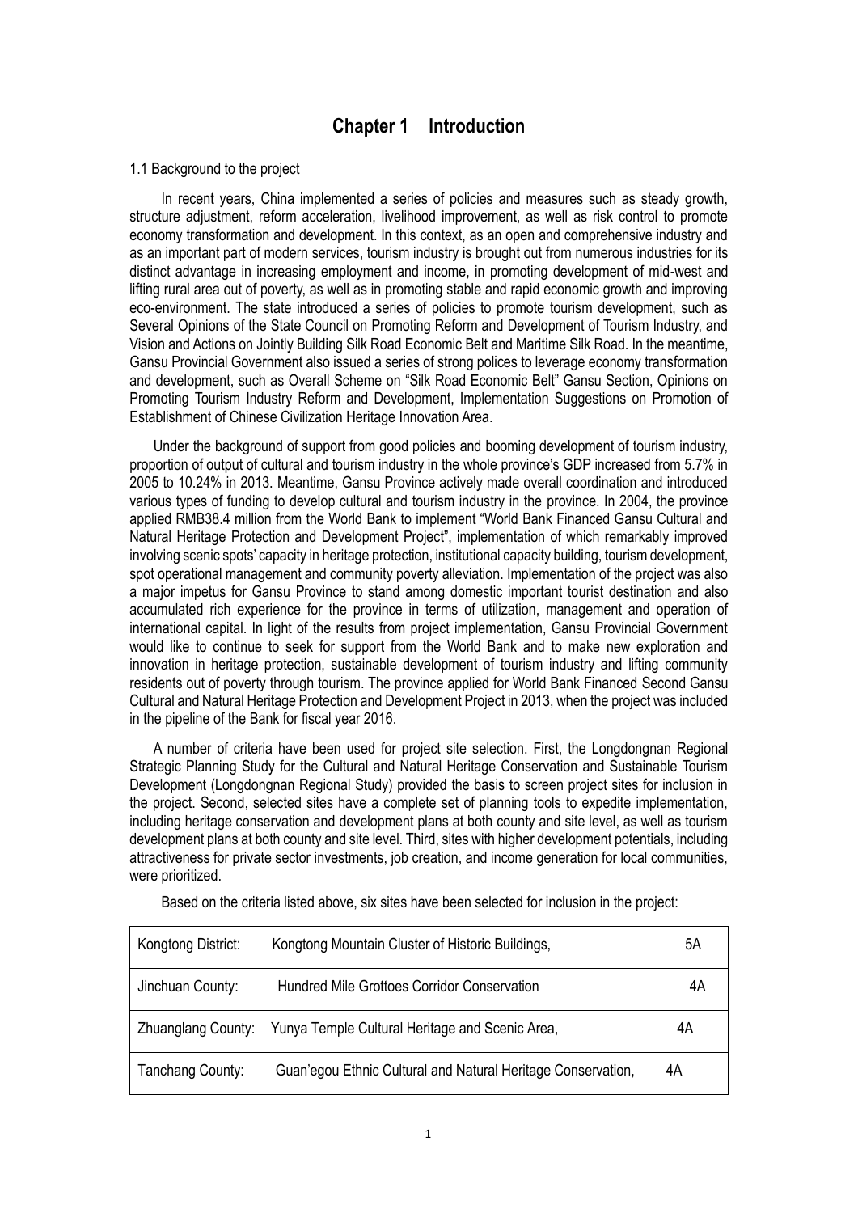# Chapter 1 Introduction

1.1 Background to the project

In recent years, China implemented a series of policies and measures such as steady growth, structure adjustment, reform acceleration, livelihood improvement, as well as risk control to promote economy transformation and development. In this context, as an open and comprehensive industry and as an important part of modern services, tourism industry is brought out from numerous industries for its distinct advantage in increasing employment and income, in promoting development of mid-west and lifting rural area out of poverty, as well as in promoting stable and rapid economic growth and improving eco-environment. The state introduced a series of policies to promote tourism development, such as Several Opinions of the State Council on Promoting Reform and Development of Tourism Industry, and Vision and Actions on Jointly Building Silk Road Economic Belt and Maritime Silk Road. In the meantime, Gansu Provincial Government also issued a series of strong polices to leverage economy transformation and development, such as Overall Scheme on "Silk Road Economic Belt" Gansu Section, Opinions on Promoting Tourism Industry Reform and Development, Implementation Suggestions on Promotion of Establishment of Chinese Civilization Heritage Innovation Area.

Under the background of support from good policies and booming development of tourism industry, proportion of output of cultural and tourism industry in the whole province's GDP increased from 5.7% in 2005 to 10.24% in 2013. Meantime, Gansu Province actively made overall coordination and introduced various types of funding to develop cultural and tourism industry in the province. In 2004, the province applied RMB38.4 million from the World Bank to implement "World Bank Financed Gansu Cultural and Natural Heritage Protection and Development Project", implementation of which remarkably improved involving scenic spots' capacity in heritage protection, institutional capacity building, tourism development, spot operational management and community poverty alleviation. Implementation of the project was also a major impetus for Gansu Province to stand among domestic important tourist destination and also accumulated rich experience for the province in terms of utilization, management and operation of international capital. In light of the results from project implementation, Gansu Provincial Government would like to continue to seek for support from the World Bank and to make new exploration and innovation in heritage protection, sustainable development of tourism industry and lifting community residents out of poverty through tourism. The province applied for World Bank Financed Second Gansu Cultural and Natural Heritage Protection and Development Project in 2013, when the project was included in the pipeline of the Bank for fiscal year 2016.

A number of criteria have been used for project site selection. First, the Longdongnan Regional Strategic Planning Study for the Cultural and Natural Heritage Conservation and Sustainable Tourism Development (Longdongnan Regional Study) provided the basis to screen project sites for inclusion in the project. Second, selected sites have a complete set of planning tools to expedite implementation, including heritage conservation and development plans at both county and site level, as well as tourism development plans at both county and site level. Third, sites with higher development potentials, including attractiveness for private sector investments, job creation, and income generation for local communities, were prioritized.

Based on the criteria listed above, six sites have been selected for inclusion in the project:

| | | |
|---|---|---|
| Kongtong District: | Kongtong Mountain Cluster of Historic Buildings, | 5A |
| Jinchuan County: | Hundred Mile Grottoes Corridor Conservation | 4A |
| Zhuanglang County: | Yunya Temple Cultural Heritage and Scenic Area, | 4A |
| Tanchang County: | Guan'egou Ethnic Cultural and Natural Heritage Conservation, | 4A |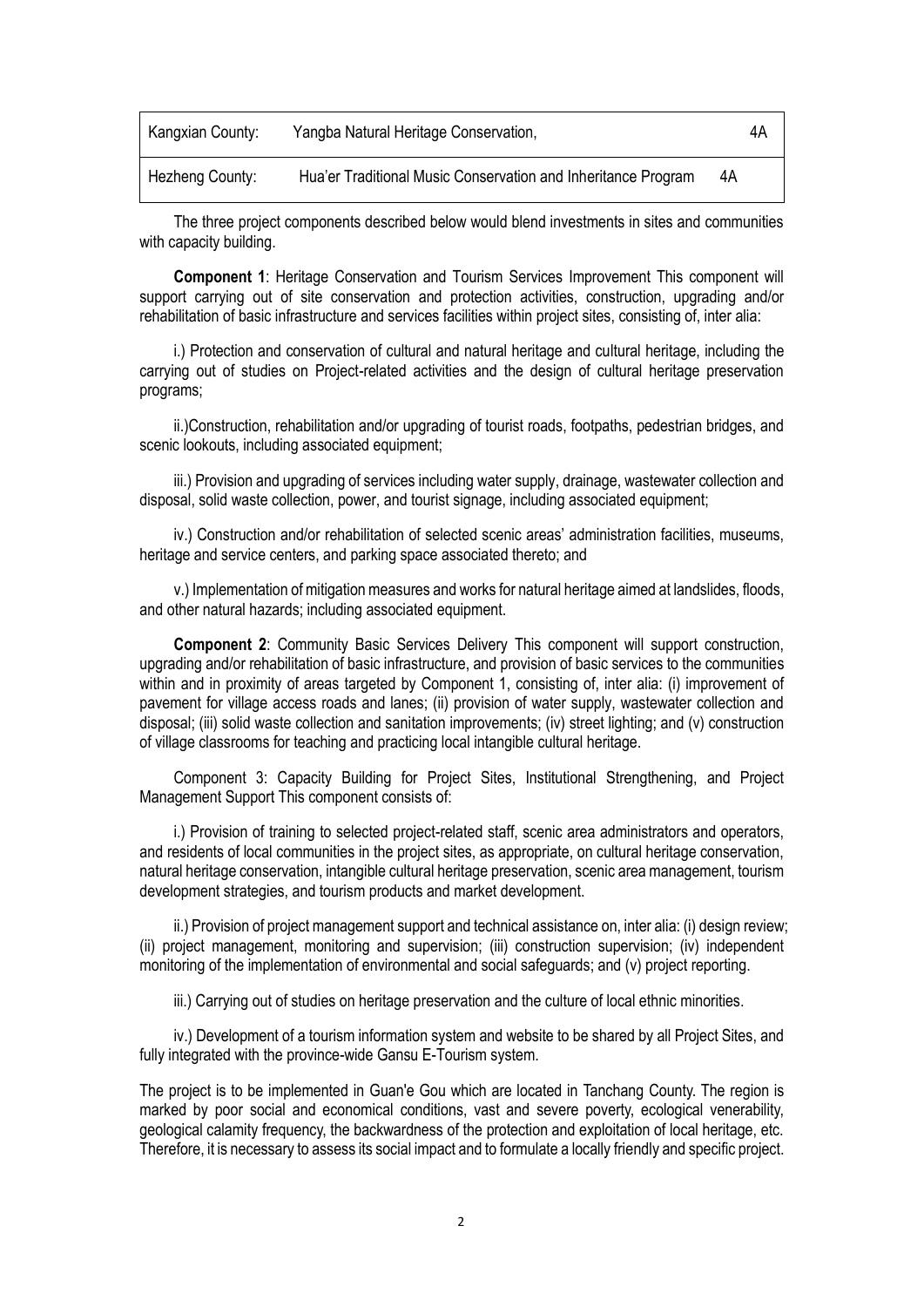| Kangxian County: | Yangba Natural Heritage Conservation, | 4A |
| --- | --- | --- |
| Hezheng County: | Hua'er Traditional Music Conservation and Inheritance Program | 4A |

The three project components described below would blend investments in sites and communities with capacity building.

**Component 1**: Heritage Conservation and Tourism Services Improvement This component will support carrying out of site conservation and protection activities, construction, upgrading and/or rehabilitation of basic infrastructure and services facilities within project sites, consisting of, inter alia:

i.) Protection and conservation of cultural and natural heritage and cultural heritage, including the carrying out of studies on Project-related activities and the design of cultural heritage preservation programs;

ii.)Construction, rehabilitation and/or upgrading of tourist roads, footpaths, pedestrian bridges, and scenic lookouts, including associated equipment;

iii.) Provision and upgrading of services including water supply, drainage, wastewater collection and disposal, solid waste collection, power, and tourist signage, including associated equipment;

iv.) Construction and/or rehabilitation of selected scenic areas' administration facilities, museums, heritage and service centers, and parking space associated thereto; and

v.) Implementation of mitigation measures and works for natural heritage aimed at landslides, floods, and other natural hazards; including associated equipment.

**Component 2**: Community Basic Services Delivery This component will support construction, upgrading and/or rehabilitation of basic infrastructure, and provision of basic services to the communities within and in proximity of areas targeted by Component 1, consisting of, inter alia: (i) improvement of pavement for village access roads and lanes; (ii) provision of water supply, wastewater collection and disposal; (iii) solid waste collection and sanitation improvements; (iv) street lighting; and (v) construction of village classrooms for teaching and practicing local intangible cultural heritage.

Component 3: Capacity Building for Project Sites, Institutional Strengthening, and Project Management Support This component consists of:

i.) Provision of training to selected project-related staff, scenic area administrators and operators, and residents of local communities in the project sites, as appropriate, on cultural heritage conservation, natural heritage conservation, intangible cultural heritage preservation, scenic area management, tourism development strategies, and tourism products and market development.

ii.) Provision of project management support and technical assistance on, inter alia: (i) design review; (ii) project management, monitoring and supervision; (iii) construction supervision; (iv) independent monitoring of the implementation of environmental and social safeguards; and (v) project reporting.

iii.) Carrying out of studies on heritage preservation and the culture of local ethnic minorities.

iv.) Development of a tourism information system and website to be shared by all Project Sites, and fully integrated with the province-wide Gansu E-Tourism system.

The project is to be implemented in Guan'e Gou which are located in Tanchang County. The region is marked by poor social and economical conditions, vast and severe poverty, ecological venerability, geological calamity frequency, the backwardness of the protection and exploitation of local heritage, etc. Therefore, it is necessary to assess its social impact and to formulate a locally friendly and specific project.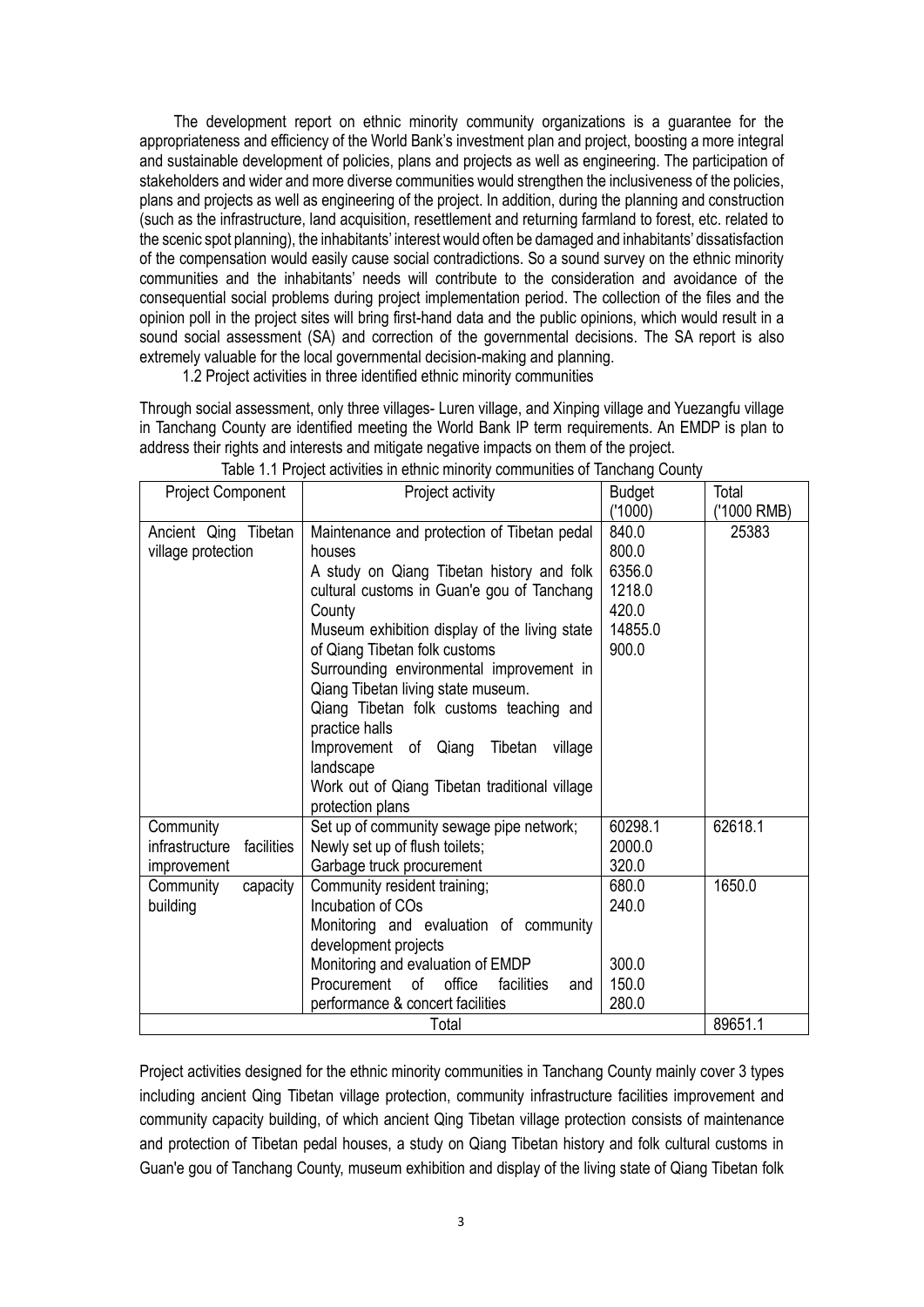The development report on ethnic minority community organizations is a guarantee for the appropriateness and efficiency of the World Bank's investment plan and project, boosting a more integral and sustainable development of policies, plans and projects as well as engineering. The participation of stakeholders and wider and more diverse communities would strengthen the inclusiveness of the policies, plans and projects as well as engineering of the project. In addition, during the planning and construction (such as the infrastructure, land acquisition, resettlement and returning farmland to forest, etc. related to the scenic spot planning), the inhabitants' interest would often be damaged and inhabitants' dissatisfaction of the compensation would easily cause social contradictions. So a sound survey on the ethnic minority communities and the inhabitants' needs will contribute to the consideration and avoidance of the consequential social problems during project implementation period. The collection of the files and the opinion poll in the project sites will bring first-hand data and the public opinions, which would result in a sound social assessment (SA) and correction of the governmental decisions. The SA report is also extremely valuable for the local governmental decision-making and planning.

1.2 Project activities in three identified ethnic minority communities

Through social assessment, only three villages- Luren village, and Xinping village and Yuezangfu village in Tanchang County are identified meeting the World Bank IP term requirements. An EMDP is plan to address their rights and interests and mitigate negative impacts on them of the project.

Table 1.1 Project activities in ethnic minority communities of Tanchang County

| Project Component | Project activity | Budget ('1000) | Total ('1000 RMB) |
|---|---|---|---|
| Ancient Qing Tibetan village protection | Maintenance and protection of Tibetan pedal houses | 840.0 | 25383 |
| | A study on Qiang Tibetan history and folk cultural customs in Guan'e gou of Tanchang County | 800.0 | |
| | Museum exhibition display of the living state of Qiang Tibetan folk customs | 6356.0 | |
| | Surrounding environmental improvement in Qiang Tibetan living state museum. | 1218.0 | |
| | Qiang Tibetan folk customs teaching and practice halls | 420.0 | |
| | Improvement of Qiang Tibetan village landscape | 14855.0 | |
| | Work out of Qiang Tibetan traditional village protection plans | 900.0 | |
| Community infrastructure facilities improvement | Set up of community sewage pipe network; | 60298.1 | 62618.1 |
| | Newly set up of flush toilets; | 2000.0 | |
| | Garbage truck procurement | 320.0 | |
| Community capacity building | Community resident training; | 680.0 | 1650.0 |
| | Incubation of COs | 240.0 | |
| | Monitoring and evaluation of community development projects | | |
| | Monitoring and evaluation of EMDP | 300.0 | |
| | Procurement of office facilities and performance & concert facilities | 150.0 | |
| | | 280.0 | |
| Total | | | 89651.1 |

Project activities designed for the ethnic minority communities in Tanchang County mainly cover 3 types including ancient Qing Tibetan village protection, community infrastructure facilities improvement and community capacity building, of which ancient Qing Tibetan village protection consists of maintenance and protection of Tibetan pedal houses, a study on Qiang Tibetan history and folk cultural customs in Guan'e gou of Tanchang County, museum exhibition and display of the living state of Qiang Tibetan folk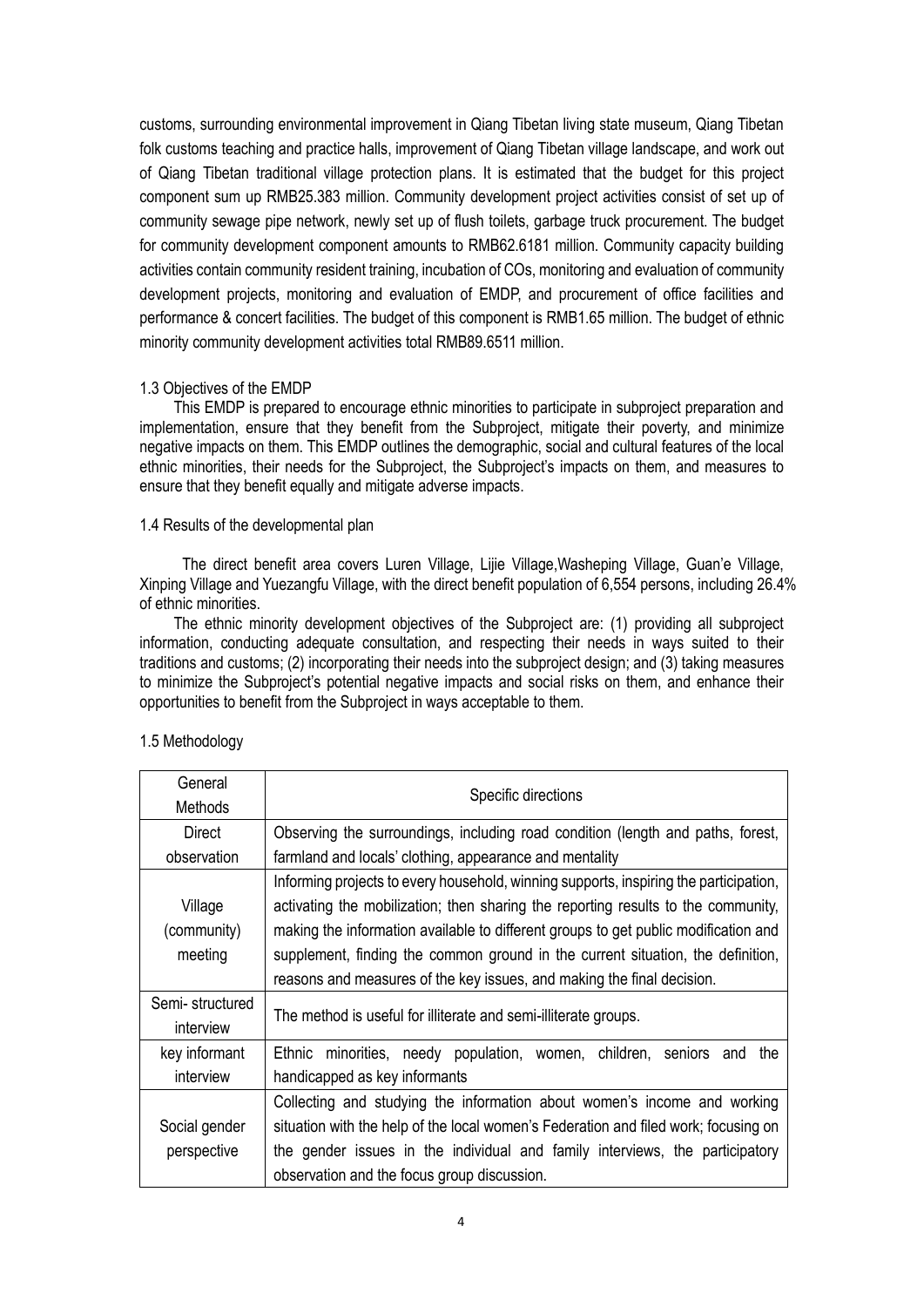customs, surrounding environmental improvement in Qiang Tibetan living state museum, Qiang Tibetan folk customs teaching and practice halls, improvement of Qiang Tibetan village landscape, and work out of Qiang Tibetan traditional village protection plans. It is estimated that the budget for this project component sum up RMB25.383 million. Community development project activities consist of set up of community sewage pipe network, newly set up of flush toilets, garbage truck procurement. The budget for community development component amounts to RMB62.6181 million. Community capacity building activities contain community resident training, incubation of COs, monitoring and evaluation of community development projects, monitoring and evaluation of EMDP, and procurement of office facilities and performance & concert facilities. The budget of this component is RMB1.65 million. The budget of ethnic minority community development activities total RMB89.6511 million.

### 1.3 Objectives of the EMDP

This EMDP is prepared to encourage ethnic minorities to participate in subproject preparation and implementation, ensure that they benefit from the Subproject, mitigate their poverty, and minimize negative impacts on them. This EMDP outlines the demographic, social and cultural features of the local ethnic minorities, their needs for the Subproject, the Subproject's impacts on them, and measures to ensure that they benefit equally and mitigate adverse impacts.

### 1.4 Results of the developmental plan

The direct benefit area covers Luren Village, Lijie Village,Washeping Village, Guan'e Village, Xinping Village and Yuezangfu Village, with the direct benefit population of 6,554 persons, including 26.4% of ethnic minorities.

The ethnic minority development objectives of the Subproject are: (1) providing all subproject information, conducting adequate consultation, and respecting their needs in ways suited to their traditions and customs; (2) incorporating their needs into the subproject design; and (3) taking measures to minimize the Subproject's potential negative impacts and social risks on them, and enhance their opportunities to benefit from the Subproject in ways acceptable to them.

### 1.5 Methodology

| General Methods | Specific directions |
|---|---|
| Direct observation | Observing the surroundings, including road condition (length and paths, forest, farmland and locals' clothing, appearance and mentality |
| Village (community) meeting | Informing projects to every household, winning supports, inspiring the participation, activating the mobilization; then sharing the reporting results to the community, making the information available to different groups to get public modification and supplement, finding the common ground in the current situation, the definition, reasons and measures of the key issues, and making the final decision. |
| Semi- structured interview | The method is useful for illiterate and semi-illiterate groups. |
| key informant interview | Ethnic minorities, needy population, women, children, seniors and the handicapped as key informants |
| Social gender perspective | Collecting and studying the information about women's income and working situation with the help of the local women's Federation and filed work; focusing on the gender issues in the individual and family interviews, the participatory observation and the focus group discussion. |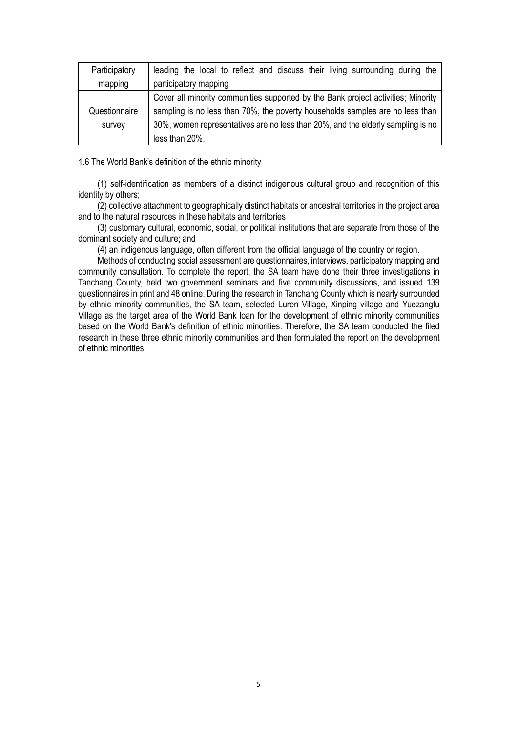| Participatory mapping | leading the local to reflect and discuss their living surrounding during the participatory mapping |
| --- | --- |
| Questionnaire survey | Cover all minority communities supported by the Bank project activities; Minority sampling is no less than 70%, the poverty households samples are no less than 30%, women representatives are no less than 20%, and the elderly sampling is no less than 20%. |

1.6 The World Bank's definition of the ethnic minority

(1) self-identification as members of a distinct indigenous cultural group and recognition of this identity by others;

(2) collective attachment to geographically distinct habitats or ancestral territories in the project area and to the natural resources in these habitats and territories

(3) customary cultural, economic, social, or political institutions that are separate from those of the dominant society and culture; and

(4) an indigenous language, often different from the official language of the country or region.

Methods of conducting social assessment are questionnaires, interviews, participatory mapping and community consultation. To complete the report, the SA team have done their three investigations in Tanchang County, held two government seminars and five community discussions, and issued 139 questionnaires in print and 48 online. During the research in Tanchang County which is nearly surrounded by ethnic minority communities, the SA team, selected Luren Village, Xinping village and Yuezangfu Village as the target area of the World Bank loan for the development of ethnic minority communities based on the World Bank's definition of ethnic minorities. Therefore, the SA team conducted the filed research in these three ethnic minority communities and then formulated the report on the development of ethnic minorities.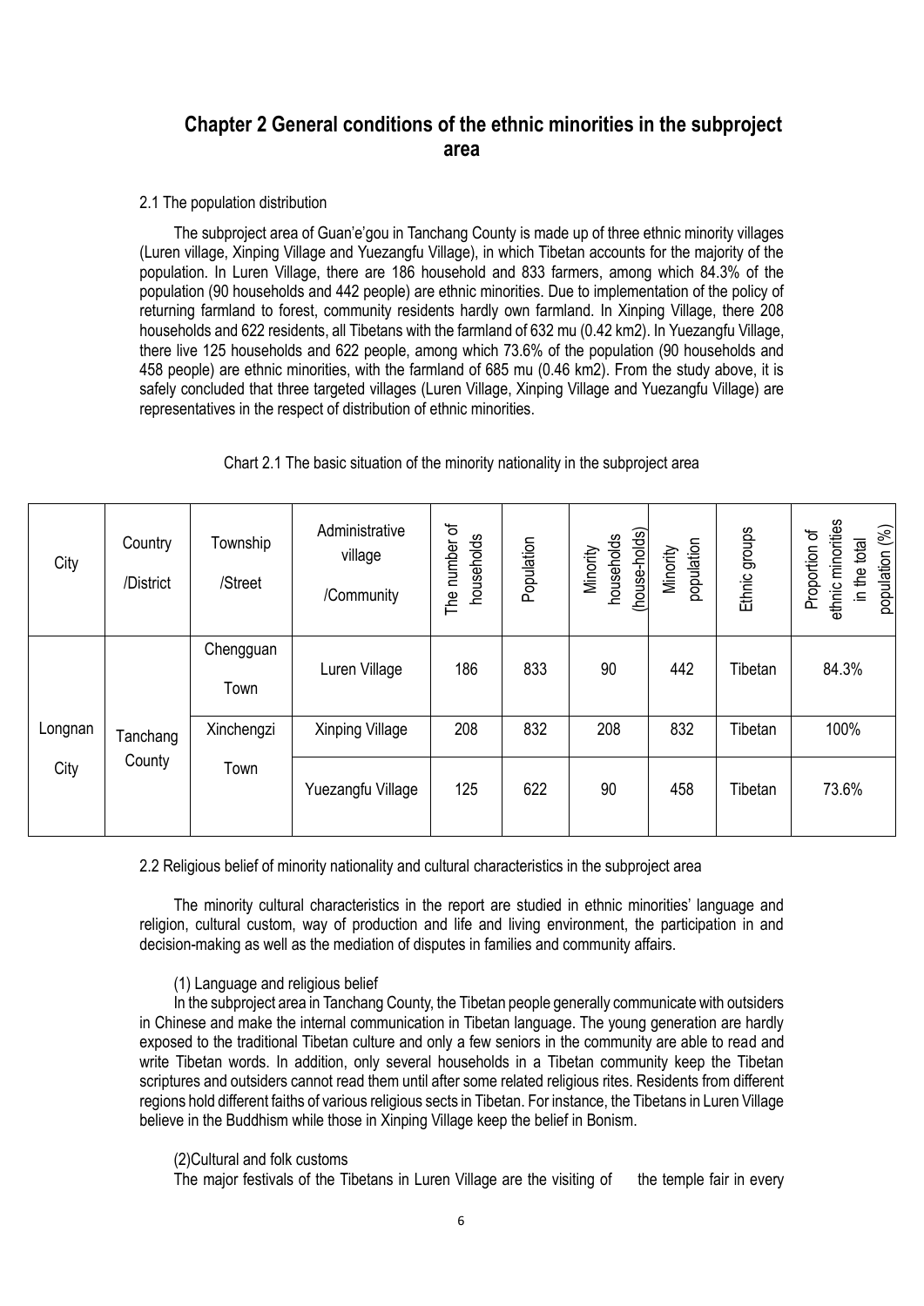## Chapter 2 General conditions of the ethnic minorities in the subproject area

2.1 The population distribution

The subproject area of Guan'e'gou in Tanchang County is made up of three ethnic minority villages (Luren village, Xinping Village and Yuezangfu Village), in which Tibetan accounts for the majority of the population. In Luren Village, there are 186 household and 833 farmers, among which 84.3% of the population (90 households and 442 people) are ethnic minorities. Due to implementation of the policy of returning farmland to forest, community residents hardly own farmland. In Xinping Village, there 208 households and 622 residents, all Tibetans with the farmland of 632 mu (0.42 km2). In Yuezangfu Village, there live 125 households and 622 people, among which 73.6% of the population (90 households and 458 people) are ethnic minorities, with the farmland of 685 mu (0.46 km2). From the study above, it is safely concluded that three targeted villages (Luren Village, Xinping Village and Yuezangfu Village) are representatives in the respect of distribution of ethnic minorities.

Chart 2.1 The basic situation of the minority nationality in the subproject area

| City | Country /District | Township /Street | Administrative village /Community | The number of households | Population | Minority households (house-holds) | Minority population | Ethnic groups | Proportion of ethnic minorities in the total population (%) |
|---|---|---|---|---|---|---|---|---|---|
| Longnan City | Tanchang County | Chengguan Town | Luren Village | 186 | 833 | 90 | 442 | Tibetan | 84.3% |
| | | Xinchengzi Town | Xinping Village | 208 | 832 | 208 | 832 | Tibetan | 100% |
| | | | Yuezangfu Village | 125 | 622 | 90 | 458 | Tibetan | 73.6% |

2.2 Religious belief of minority nationality and cultural characteristics in the subproject area

The minority cultural characteristics in the report are studied in ethnic minorities' language and religion, cultural custom, way of production and life and living environment, the participation in and decision-making as well as the mediation of disputes in families and community affairs.

(1) Language and religious belief

In the subproject area in Tanchang County, the Tibetan people generally communicate with outsiders in Chinese and make the internal communication in Tibetan language. The young generation are hardly exposed to the traditional Tibetan culture and only a few seniors in the community are able to read and write Tibetan words. In addition, only several households in a Tibetan community keep the Tibetan scriptures and outsiders cannot read them until after some related religious rites. Residents from different regions hold different faiths of various religious sects in Tibetan. For instance, the Tibetans in Luren Village believe in the Buddhism while those in Xinping Village keep the belief in Bonism.

(2)Cultural and folk customs

The major festivals of the Tibetans in Luren Village are the visiting of the temple fair in every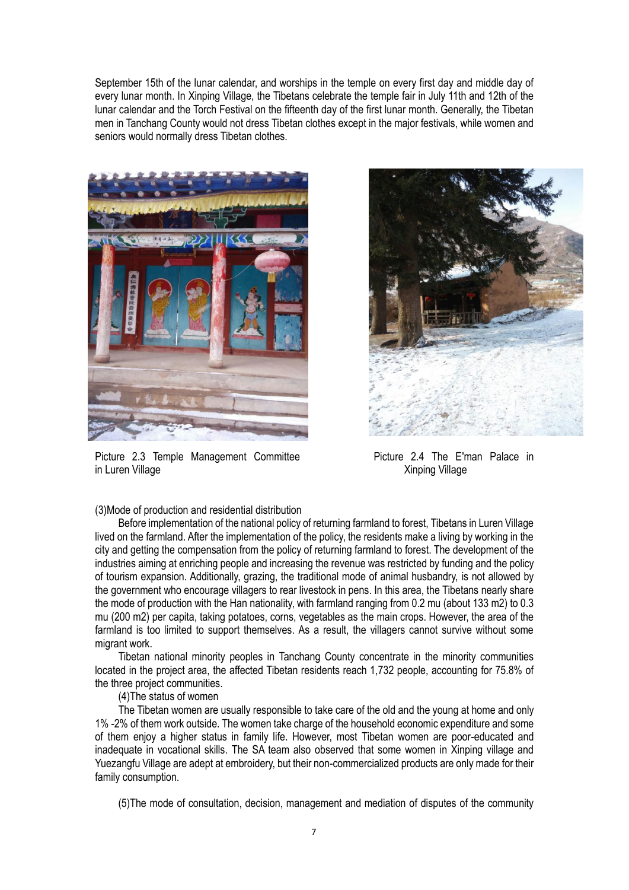September 15th of the lunar calendar, and worships in the temple on every first day and middle day of every lunar month. In Xinping Village, the Tibetans celebrate the temple fair in July 11th and 12th of the lunar calendar and the Torch Festival on the fifteenth day of the first lunar month. Generally, the Tibetan men in Tanchang County would not dress Tibetan clothes except in the major festivals, while women and seniors would normally dress Tibetan clothes.

Picture 2.3 Temple Management Committee in Luren Village

Picture 2.4 The E'man Palace in Xinping Village

(3)Mode of production and residential distribution

Before implementation of the national policy of returning farmland to forest, Tibetans in Luren Village lived on the farmland. After the implementation of the policy, the residents make a living by working in the city and getting the compensation from the policy of returning farmland to forest. The development of the industries aiming at enriching people and increasing the revenue was restricted by funding and the policy of tourism expansion. Additionally, grazing, the traditional mode of animal husbandry, is not allowed by the government who encourage villagers to rear livestock in pens. In this area, the Tibetans nearly share the mode of production with the Han nationality, with farmland ranging from 0.2 mu (about 133 m2) to 0.3 mu (200 m2) per capita, taking potatoes, corns, vegetables as the main crops. However, the area of the farmland is too limited to support themselves. As a result, the villagers cannot survive without some migrant work.

Tibetan national minority peoples in Tanchang County concentrate in the minority communities located in the project area, the affected Tibetan residents reach 1,732 people, accounting for 75.8% of the three project communities.

(4)The status of women

The Tibetan women are usually responsible to take care of the old and the young at home and only 1% -2% of them work outside. The women take charge of the household economic expenditure and some of them enjoy a higher status in family life. However, most Tibetan women are poor-educated and inadequate in vocational skills. The SA team also observed that some women in Xinping village and Yuezangfu Village are adept at embroidery, but their non-commercialized products are only made for their family consumption.

(5)The mode of consultation, decision, management and mediation of disputes of the community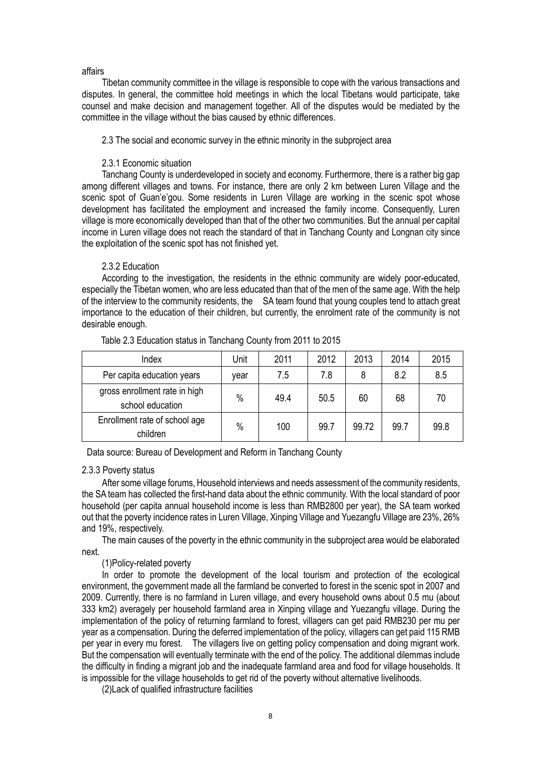affairs

Tibetan community committee in the village is responsible to cope with the various transactions and disputes. In general, the committee hold meetings in which the local Tibetans would participate, take counsel and make decision and management together. All of the disputes would be mediated by the committee in the village without the bias caused by ethnic differences.

### 2.3 The social and economic survey in the ethnic minority in the subproject area

#### 2.3.1 Economic situation

Tanchang County is underdeveloped in society and economy. Furthermore, there is a rather big gap among different villages and towns. For instance, there are only 2 km between Luren Village and the scenic spot of Guan'e'gou. Some residents in Luren Village are working in the scenic spot whose development has facilitated the employment and increased the family income. Consequently, Luren village is more economically developed than that of the other two communities. But the annual per capital income in Luren village does not reach the standard of that in Tanchang County and Longnan city since the exploitation of the scenic spot has not finished yet.

#### 2.3.2 Education

According to the investigation, the residents in the ethnic community are widely poor-educated, especially the Tibetan women, who are less educated than that of the men of the same age. With the help of the interview to the community residents, the SA team found that young couples tend to attach great importance to the education of their children, but currently, the enrolment rate of the community is not desirable enough.

Table 2.3 Education status in Tanchang County from 2011 to 2015

| Index | Unit | 2011 | 2012 | 2013 | 2014 | 2015 |
|---|---|---|---|---|---|---|
| Per capita education years | year | 7.5 | 7.8 | 8 | 8.2 | 8.5 |
| gross enrollment rate in high school education | % | 49.4 | 50.5 | 60 | 68 | 70 |
| Enrollment rate of school age children | % | 100 | 99.7 | 99.72 | 99.7 | 99.8 |

Data source: Bureau of Development and Reform in Tanchang County

#### 2.3.3 Poverty status

After some village forums, Household interviews and needs assessment of the community residents, the SA team has collected the first-hand data about the ethnic community. With the local standard of poor household (per capita annual household income is less than RMB2800 per year), the SA team worked out that the poverty incidence rates in Luren Village, Xinping Village and Yuezangfu Village are 23%, 26% and 19%, respectively.

The main causes of the poverty in the ethnic community in the subproject area would be elaborated next.

(1)Policy-related poverty

In order to promote the development of the local tourism and protection of the ecological environment, the government made all the farmland be converted to forest in the scenic spot in 2007 and 2009. Currently, there is no farmland in Luren village, and every household owns about 0.5 mu (about 333 km2) averagely per household farmland area in Xinping village and Yuezangfu village. During the implementation of the policy of returning farmland to forest, villagers can get paid RMB230 per mu per year as a compensation. During the deferred implementation of the policy, villagers can get paid 115 RMB per year in every mu forest. The villagers live on getting policy compensation and doing migrant work. But the compensation will eventually terminate with the end of the policy. The additional dilemmas include the difficulty in finding a migrant job and the inadequate farmland area and food for village households. It is impossible for the village households to get rid of the poverty without alternative livelihoods.

(2)Lack of qualified infrastructure facilities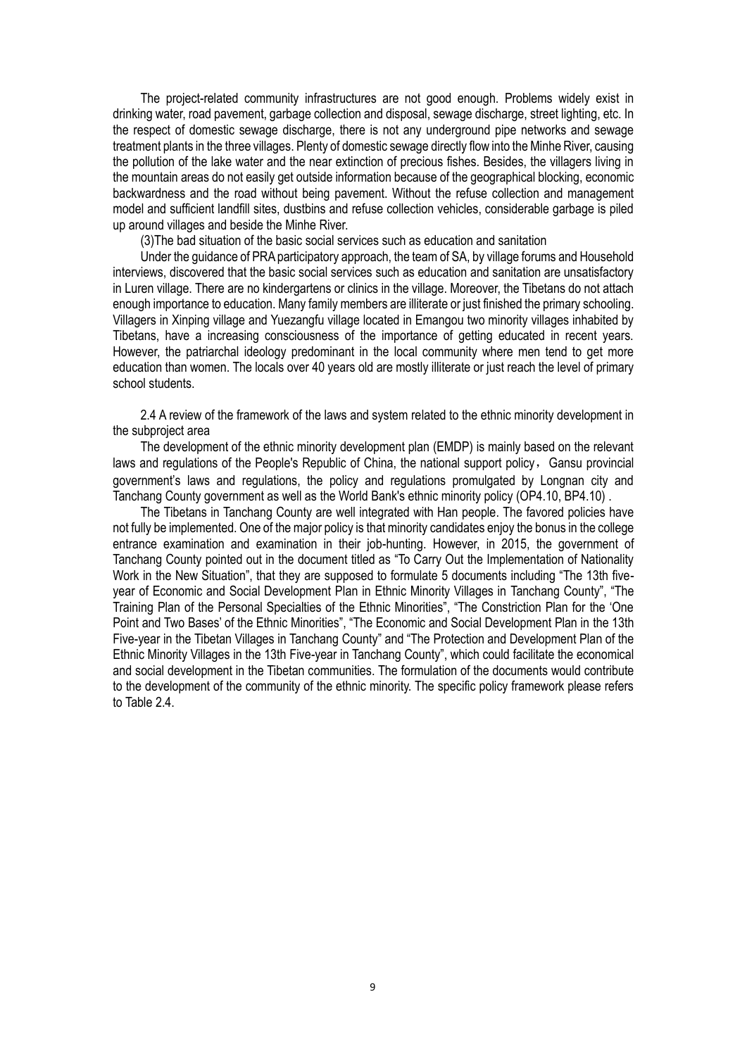The project-related community infrastructures are not good enough. Problems widely exist in drinking water, road pavement, garbage collection and disposal, sewage discharge, street lighting, etc. In the respect of domestic sewage discharge, there is not any underground pipe networks and sewage treatment plants in the three villages. Plenty of domestic sewage directly flow into the Minhe River, causing the pollution of the lake water and the near extinction of precious fishes. Besides, the villagers living in the mountain areas do not easily get outside information because of the geographical blocking, economic backwardness and the road without being pavement. Without the refuse collection and management model and sufficient landfill sites, dustbins and refuse collection vehicles, considerable garbage is piled up around villages and beside the Minhe River.

(3)The bad situation of the basic social services such as education and sanitation

Under the guidance of PRA participatory approach, the team of SA, by village forums and Household interviews, discovered that the basic social services such as education and sanitation are unsatisfactory in Luren village. There are no kindergartens or clinics in the village. Moreover, the Tibetans do not attach enough importance to education. Many family members are illiterate or just finished the primary schooling. Villagers in Xinping village and Yuezangfu village located in Emangou two minority villages inhabited by Tibetans, have a increasing consciousness of the importance of getting educated in recent years. However, the patriarchal ideology predominant in the local community where men tend to get more education than women. The locals over 40 years old are mostly illiterate or just reach the level of primary school students.

2.4 A review of the framework of the laws and system related to the ethnic minority development in the subproject area

The development of the ethnic minority development plan (EMDP) is mainly based on the relevant laws and regulations of the People's Republic of China, the national support policy， Gansu provincial government's laws and regulations, the policy and regulations promulgated by Longnan city and Tanchang County government as well as the World Bank's ethnic minority policy (OP4.10, BP4.10) .

The Tibetans in Tanchang County are well integrated with Han people. The favored policies have not fully be implemented. One of the major policy is that minority candidates enjoy the bonus in the college entrance examination and examination in their job-hunting. However, in 2015, the government of Tanchang County pointed out in the document titled as "To Carry Out the Implementation of Nationality Work in the New Situation", that they are supposed to formulate 5 documents including "The 13th five-year of Economic and Social Development Plan in Ethnic Minority Villages in Tanchang County", "The Training Plan of the Personal Specialties of the Ethnic Minorities", "The Constriction Plan for the 'One Point and Two Bases' of the Ethnic Minorities", "The Economic and Social Development Plan in the 13th Five-year in the Tibetan Villages in Tanchang County" and "The Protection and Development Plan of the Ethnic Minority Villages in the 13th Five-year in Tanchang County", which could facilitate the economical and social development in the Tibetan communities. The formulation of the documents would contribute to the development of the community of the ethnic minority. The specific policy framework please refers to Table 2.4.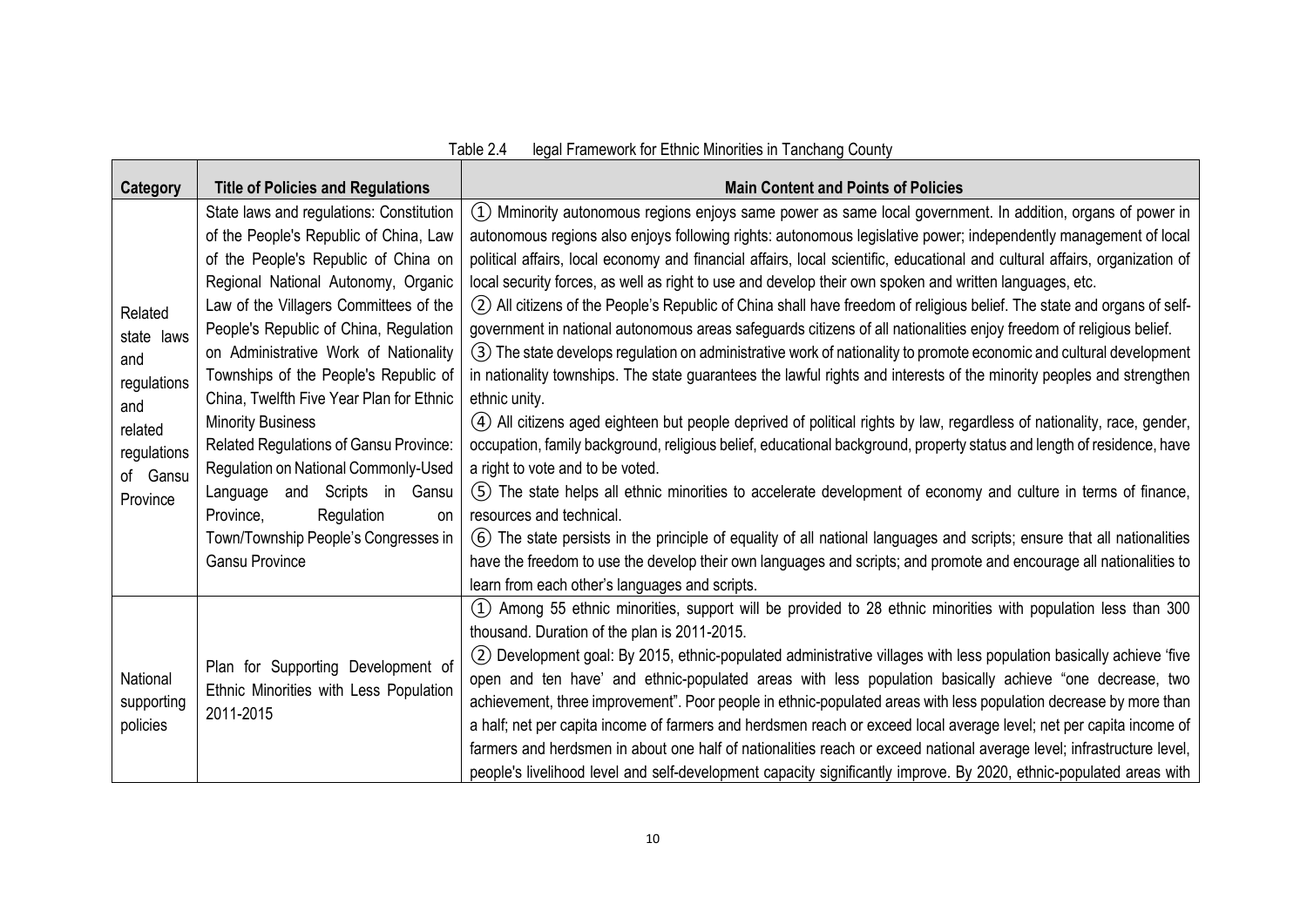Table 2.4 legal Framework for Ethnic Minorities in Tanchang County

| Category | Title of Policies and Regulations | Main Content and Points of Policies |
|---|---|---|
| Related state laws and regulations and related regulations of Gansu Province | State laws and regulations: Constitution of the People's Republic of China, Law of the People's Republic of China on Regional National Autonomy, Organic Law of the Villagers Committees of the People's Republic of China, Regulation on Administrative Work of Nationality Townships of the People's Republic of China, Twelfth Five Year Plan for Ethnic Minority Business<br>Related Regulations of Gansu Province: Regulation on National Commonly-Used Language and Scripts in Gansu Province, Regulation on Town/Township People's Congresses in Gansu Province | ① Mminority autonomous regions enjoys same power as same local government. In addition, organs of power in autonomous regions also enjoys following rights: autonomous legislative power; independently management of local political affairs, local economy and financial affairs, local scientific, educational and cultural affairs, organization of local security forces, as well as right to use and develop their own spoken and written languages, etc.<br>② All citizens of the People's Republic of China shall have freedom of religious belief. The state and organs of self-government in national autonomous areas safeguards citizens of all nationalities enjoy freedom of religious belief.<br>③ The state develops regulation on administrative work of nationality to promote economic and cultural development in nationality townships. The state guarantees the lawful rights and interests of the minority peoples and strengthen ethnic unity.<br>④ All citizens aged eighteen but people deprived of political rights by law, regardless of nationality, race, gender, occupation, family background, religious belief, educational background, property status and length of residence, have a right to vote and to be voted.<br>⑤ The state helps all ethnic minorities to accelerate development of economy and culture in terms of finance, resources and technical.<br>⑥ The state persists in the principle of equality of all national languages and scripts; ensure that all nationalities have the freedom to use the develop their own languages and scripts; and promote and encourage all nationalities to learn from each other's languages and scripts. |
| National supporting policies | Plan for Supporting Development of Ethnic Minorities with Less Population 2011-2015 | ① Among 55 ethnic minorities, support will be provided to 28 ethnic minorities with population less than 300 thousand. Duration of the plan is 2011-2015.<br>② Development goal: By 2015, ethnic-populated administrative villages with less population basically achieve 'five open and ten have' and ethnic-populated areas with less population basically achieve "one decrease, two achievement, three improvement". Poor people in ethnic-populated areas with less population decrease by more than a half; net per capita income of farmers and herdsmen reach or exceed local average level; net per capita income of farmers and herdsmen in about one half of nationalities reach or exceed national average level; infrastructure level, people's livelihood level and self-development capacity significantly improve. By 2020, ethnic-populated areas with |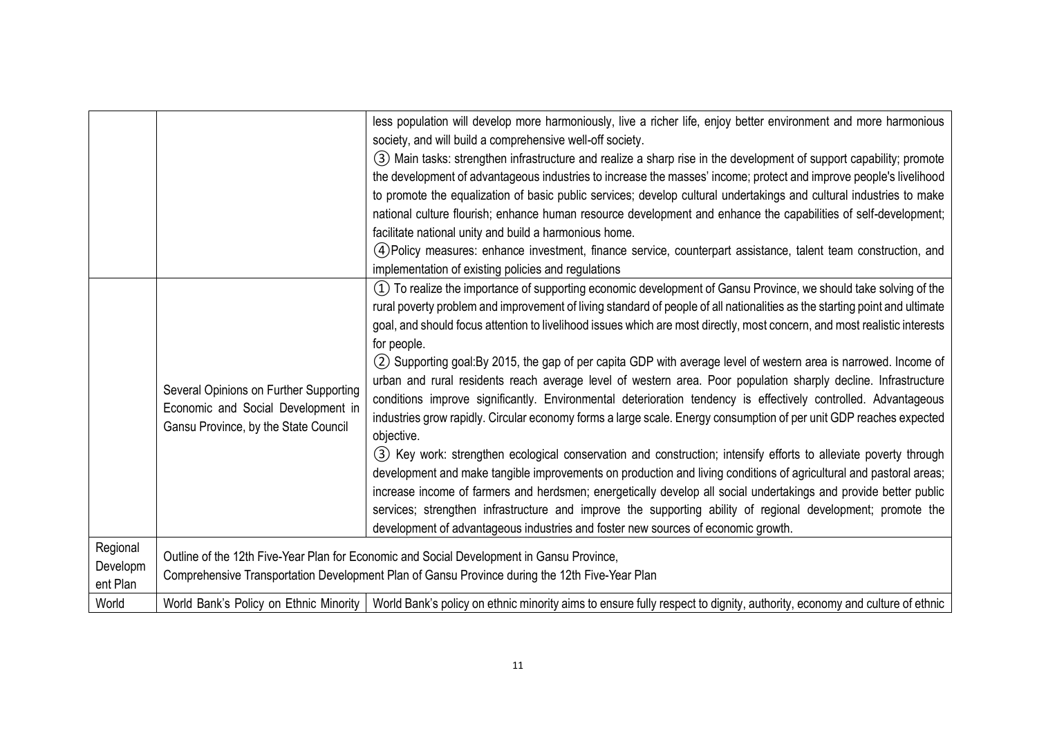| | | |
|---|---|---|
| | | less population will develop more harmoniously, live a richer life, enjoy better environment and more harmonious society, and will build a comprehensive well-off society.<br>③ Main tasks: strengthen infrastructure and realize a sharp rise in the development of support capability; promote the development of advantageous industries to increase the masses' income; protect and improve people's livelihood to promote the equalization of basic public services; develop cultural undertakings and cultural industries to make national culture flourish; enhance human resource development and enhance the capabilities of self-development; facilitate national unity and build a harmonious home.<br>④Policy measures: enhance investment, finance service, counterpart assistance, talent team construction, and implementation of existing policies and regulations |
| | Several Opinions on Further Supporting Economic and Social Development in Gansu Province, by the State Council | ① To realize the importance of supporting economic development of Gansu Province, we should take solving of the rural poverty problem and improvement of living standard of people of all nationalities as the starting point and ultimate goal, and should focus attention to livelihood issues which are most directly, most concern, and most realistic interests for people.<br>② Supporting goal:By 2015, the gap of per capita GDP with average level of western area is narrowed. Income of urban and rural residents reach average level of western area. Poor population sharply decline. Infrastructure conditions improve significantly. Environmental deterioration tendency is effectively controlled. Advantageous industries grow rapidly. Circular economy forms a large scale. Energy consumption of per unit GDP reaches expected objective.<br>③ Key work: strengthen ecological conservation and construction; intensify efforts to alleviate poverty through development and make tangible improvements on production and living conditions of agricultural and pastoral areas; increase income of farmers and herdsmen; energetically develop all social undertakings and provide better public services; strengthen infrastructure and improve the supporting ability of regional development; promote the development of advantageous industries and foster new sources of economic growth. |
| Regional Development Plan | Outline of the 12th Five-Year Plan for Economic and Social Development in Gansu Province,<br>Comprehensive Transportation Development Plan of Gansu Province during the 12th Five-Year Plan | |
| World | World Bank's Policy on Ethnic Minority | World Bank's policy on ethnic minority aims to ensure fully respect to dignity, authority, economy and culture of ethnic |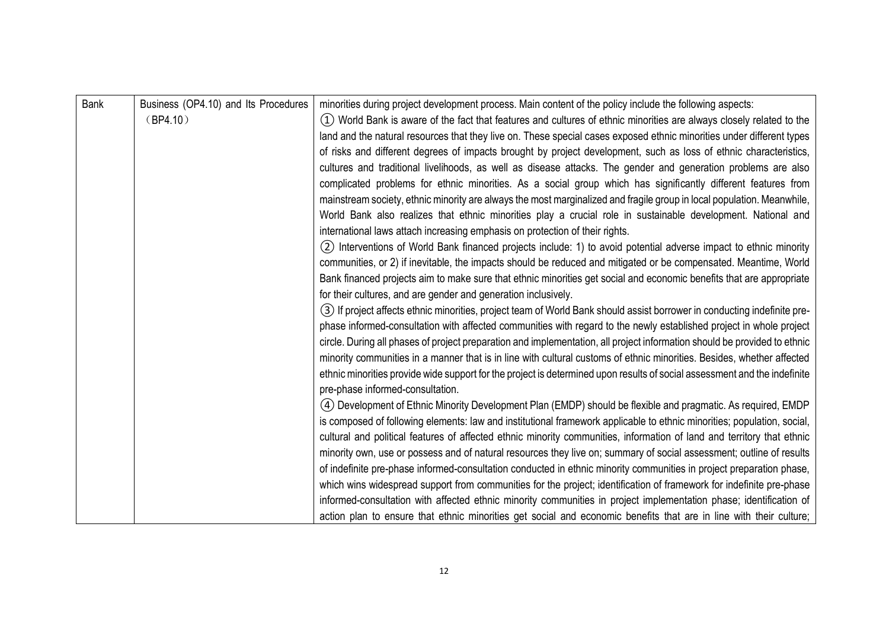| Bank | Business (OP4.10) and Its Procedures （BP4.10） | minorities during project development process. Main content of the policy include the following aspects:<br>① World Bank is aware of the fact that features and cultures of ethnic minorities are always closely related to the land and the natural resources that they live on. These special cases exposed ethnic minorities under different types of risks and different degrees of impacts brought by project development, such as loss of ethnic characteristics, cultures and traditional livelihoods, as well as disease attacks. The gender and generation problems are also complicated problems for ethnic minorities. As a social group which has significantly different features from mainstream society, ethnic minority are always the most marginalized and fragile group in local population. Meanwhile, World Bank also realizes that ethnic minorities play a crucial role in sustainable development. National and international laws attach increasing emphasis on protection of their rights.<br>② Interventions of World Bank financed projects include: 1) to avoid potential adverse impact to ethnic minority communities, or 2) if inevitable, the impacts should be reduced and mitigated or be compensated. Meantime, World Bank financed projects aim to make sure that ethnic minorities get social and economic benefits that are appropriate for their cultures, and are gender and generation inclusively.<br>③ If project affects ethnic minorities, project team of World Bank should assist borrower in conducting indefinite pre-phase informed-consultation with affected communities with regard to the newly established project in whole project circle. During all phases of project preparation and implementation, all project information should be provided to ethnic minority communities in a manner that is in line with cultural customs of ethnic minorities. Besides, whether affected ethnic minorities provide wide support for the project is determined upon results of social assessment and the indefinite pre-phase informed-consultation.<br>④ Development of Ethnic Minority Development Plan (EMDP) should be flexible and pragmatic. As required, EMDP is composed of following elements: law and institutional framework applicable to ethnic minorities; population, social, cultural and political features of affected ethnic minority communities, information of land and territory that ethnic minority own, use or possess and of natural resources they live on; summary of social assessment; outline of results of indefinite pre-phase informed-consultation conducted in ethnic minority communities in project preparation phase, which wins widespread support from communities for the project; identification of framework for indefinite pre-phase informed-consultation with affected ethnic minority communities in project implementation phase; identification of action plan to ensure that ethnic minorities get social and economic benefits that are in line with their culture; |
|---|---|---|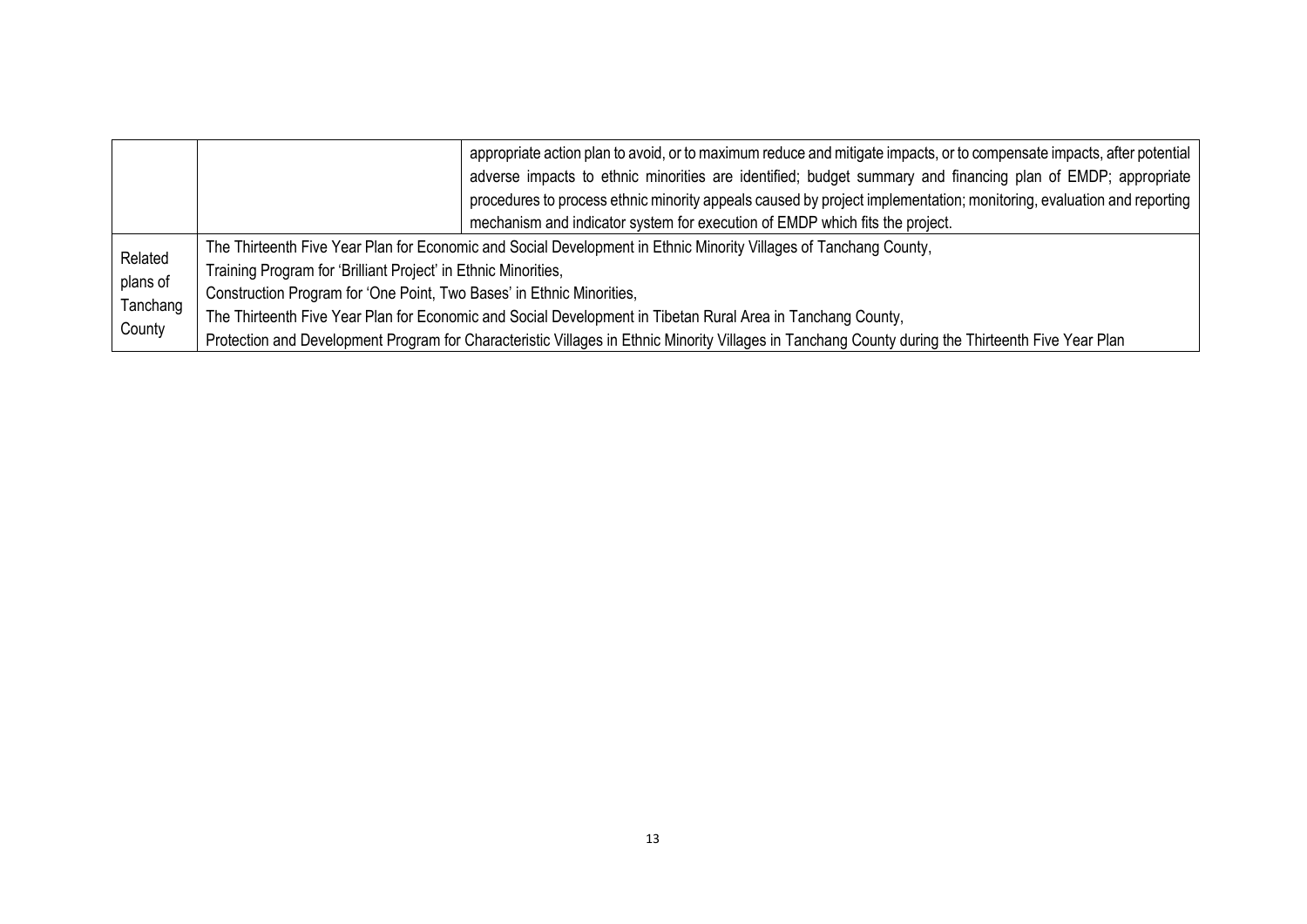| | | |
|---|---|---|
| | | appropriate action plan to avoid, or to maximum reduce and mitigate impacts, or to compensate impacts, after potential adverse impacts to ethnic minorities are identified; budget summary and financing plan of EMDP; appropriate procedures to process ethnic minority appeals caused by project implementation; monitoring, evaluation and reporting mechanism and indicator system for execution of EMDP which fits the project. |
| Related plans of Tanchang County | The Thirteenth Five Year Plan for Economic and Social Development in Ethnic Minority Villages of Tanchang County,<br>Training Program for 'Brilliant Project' in Ethnic Minorities,<br>Construction Program for 'One Point, Two Bases' in Ethnic Minorities,<br>The Thirteenth Five Year Plan for Economic and Social Development in Tibetan Rural Area in Tanchang County,<br>Protection and Development Program for Characteristic Villages in Ethnic Minority Villages in Tanchang County during the Thirteenth Five Year Plan | |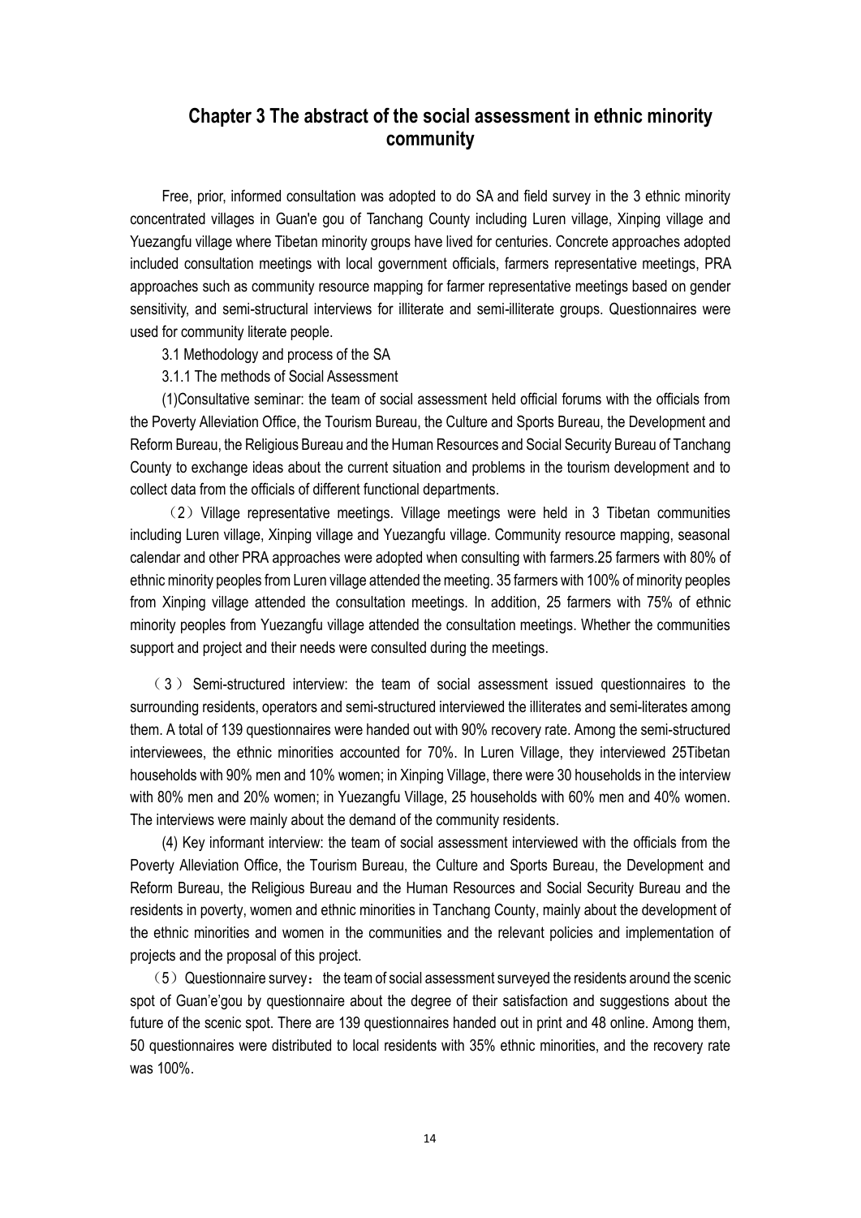# Chapter 3 The abstract of the social assessment in ethnic minority community

Free, prior, informed consultation was adopted to do SA and field survey in the 3 ethnic minority concentrated villages in Guan'e gou of Tanchang County including Luren village, Xinping village and Yuezangfu village where Tibetan minority groups have lived for centuries. Concrete approaches adopted included consultation meetings with local government officials, farmers representative meetings, PRA approaches such as community resource mapping for farmer representative meetings based on gender sensitivity, and semi-structural interviews for illiterate and semi-illiterate groups. Questionnaires were used for community literate people.

3.1 Methodology and process of the SA

3.1.1 The methods of Social Assessment

(1)Consultative seminar: the team of social assessment held official forums with the officials from the Poverty Alleviation Office, the Tourism Bureau, the Culture and Sports Bureau, the Development and Reform Bureau, the Religious Bureau and the Human Resources and Social Security Bureau of Tanchang County to exchange ideas about the current situation and problems in the tourism development and to collect data from the officials of different functional departments.

（2）Village representative meetings. Village meetings were held in 3 Tibetan communities including Luren village, Xinping village and Yuezangfu village. Community resource mapping, seasonal calendar and other PRA approaches were adopted when consulting with farmers.25 farmers with 80% of ethnic minority peoples from Luren village attended the meeting. 35 farmers with 100% of minority peoples from Xinping village attended the consultation meetings. In addition, 25 farmers with 75% of ethnic minority peoples from Yuezangfu village attended the consultation meetings. Whether the communities support and project and their needs were consulted during the meetings.

（3）Semi-structured interview: the team of social assessment issued questionnaires to the surrounding residents, operators and semi-structured interviewed the illiterates and semi-literates among them. A total of 139 questionnaires were handed out with 90% recovery rate. Among the semi-structured interviewees, the ethnic minorities accounted for 70%. In Luren Village, they interviewed 25Tibetan households with 90% men and 10% women; in Xinping Village, there were 30 households in the interview with 80% men and 20% women; in Yuezangfu Village, 25 households with 60% men and 40% women. The interviews were mainly about the demand of the community residents.

(4) Key informant interview: the team of social assessment interviewed with the officials from the Poverty Alleviation Office, the Tourism Bureau, the Culture and Sports Bureau, the Development and Reform Bureau, the Religious Bureau and the Human Resources and Social Security Bureau and the residents in poverty, women and ethnic minorities in Tanchang County, mainly about the development of the ethnic minorities and women in the communities and the relevant policies and implementation of projects and the proposal of this project.

（5）Questionnaire survey：the team of social assessment surveyed the residents around the scenic spot of Guan'e'gou by questionnaire about the degree of their satisfaction and suggestions about the future of the scenic spot. There are 139 questionnaires handed out in print and 48 online. Among them, 50 questionnaires were distributed to local residents with 35% ethnic minorities, and the recovery rate was 100%.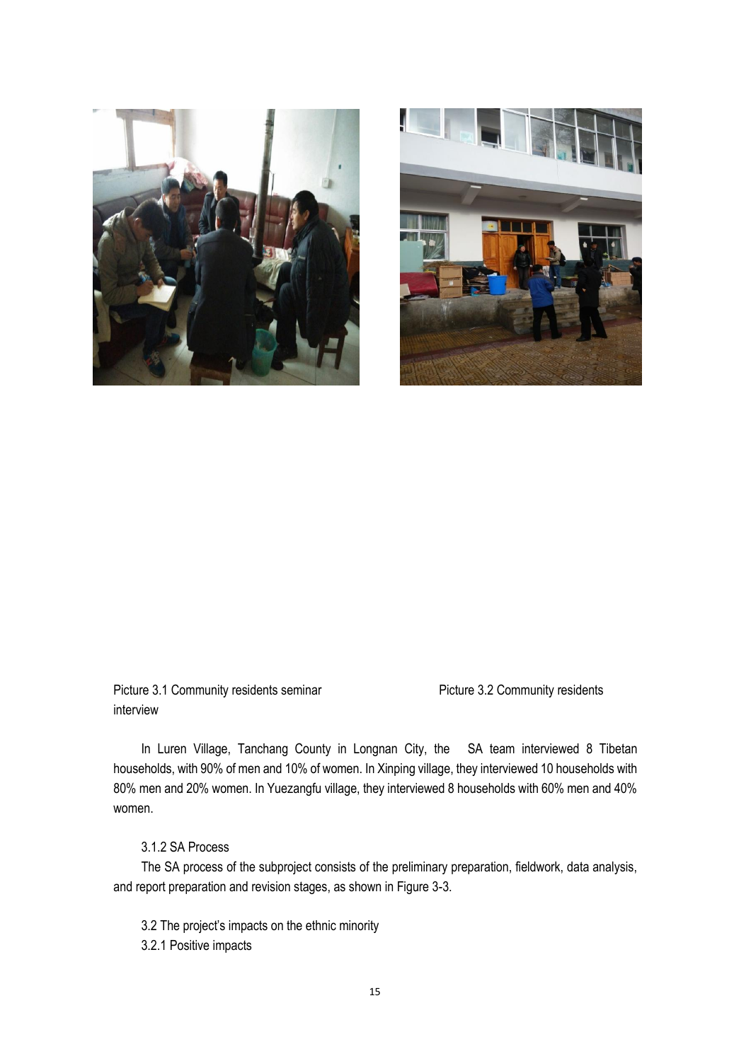Picture 3.1 Community residents seminar interview

Picture 3.2 Community residents

In Luren Village, Tanchang County in Longnan City, the SA team interviewed 8 Tibetan households, with 90% of men and 10% of women. In Xinping village, they interviewed 10 households with 80% men and 20% women. In Yuezangfu village, they interviewed 8 households with 60% men and 40% women.

3.1.2 SA Process

The SA process of the subproject consists of the preliminary preparation, fieldwork, data analysis, and report preparation and revision stages, as shown in Figure 3-3.

## 3.2 The project's impacts on the ethnic minority

### 3.2.1 Positive impacts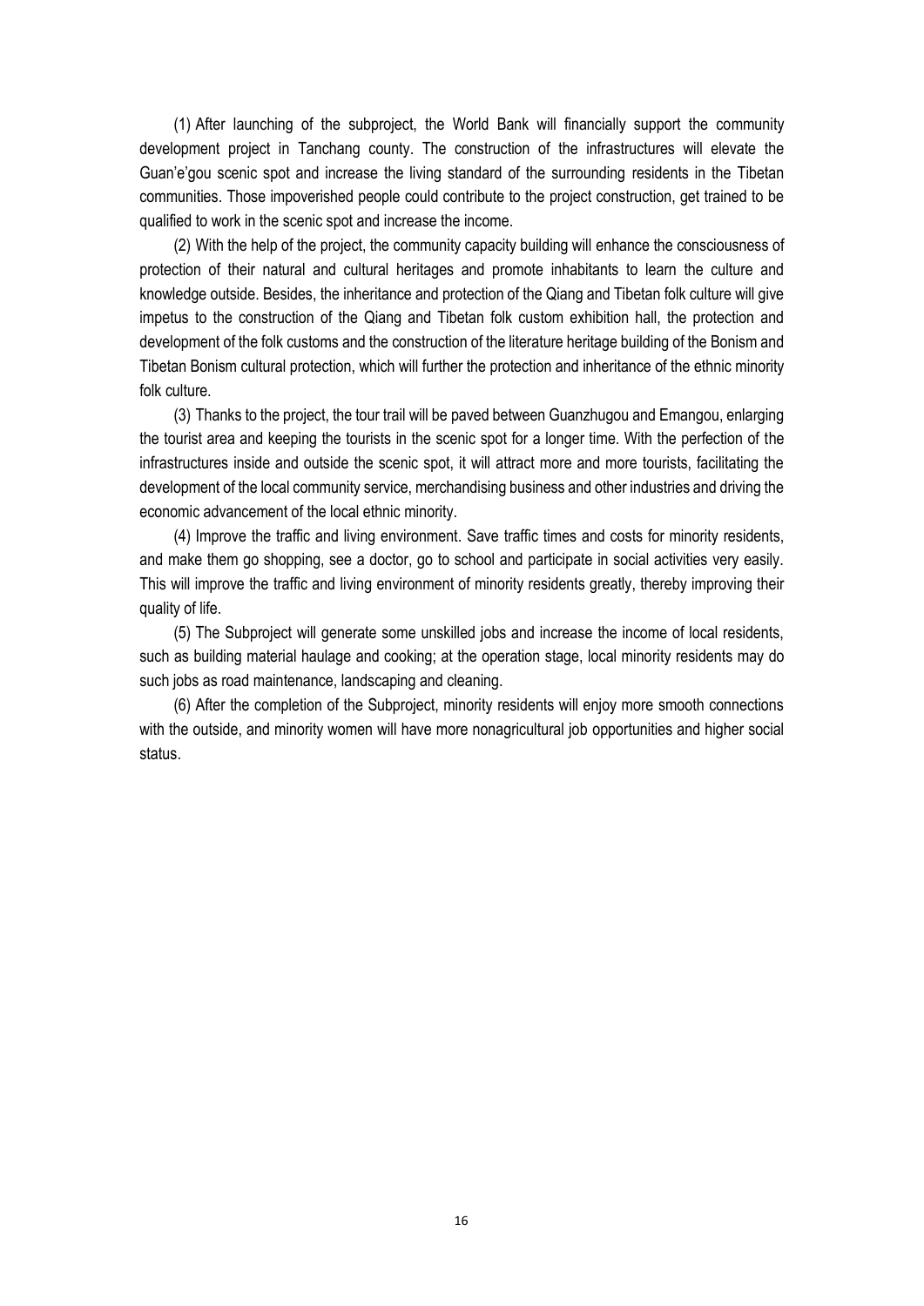(1) After launching of the subproject, the World Bank will financially support the community development project in Tanchang county. The construction of the infrastructures will elevate the Guan'e'gou scenic spot and increase the living standard of the surrounding residents in the Tibetan communities. Those impoverished people could contribute to the project construction, get trained to be qualified to work in the scenic spot and increase the income.

(2) With the help of the project, the community capacity building will enhance the consciousness of protection of their natural and cultural heritages and promote inhabitants to learn the culture and knowledge outside. Besides, the inheritance and protection of the Qiang and Tibetan folk culture will give impetus to the construction of the Qiang and Tibetan folk custom exhibition hall, the protection and development of the folk customs and the construction of the literature heritage building of the Bonism and Tibetan Bonism cultural protection, which will further the protection and inheritance of the ethnic minority folk culture.

(3) Thanks to the project, the tour trail will be paved between Guanzhugou and Emangou, enlarging the tourist area and keeping the tourists in the scenic spot for a longer time. With the perfection of the infrastructures inside and outside the scenic spot, it will attract more and more tourists, facilitating the development of the local community service, merchandising business and other industries and driving the economic advancement of the local ethnic minority.

(4) Improve the traffic and living environment. Save traffic times and costs for minority residents, and make them go shopping, see a doctor, go to school and participate in social activities very easily. This will improve the traffic and living environment of minority residents greatly, thereby improving their quality of life.

(5) The Subproject will generate some unskilled jobs and increase the income of local residents, such as building material haulage and cooking; at the operation stage, local minority residents may do such jobs as road maintenance, landscaping and cleaning.

(6) After the completion of the Subproject, minority residents will enjoy more smooth connections with the outside, and minority women will have more nonagricultural job opportunities and higher social status.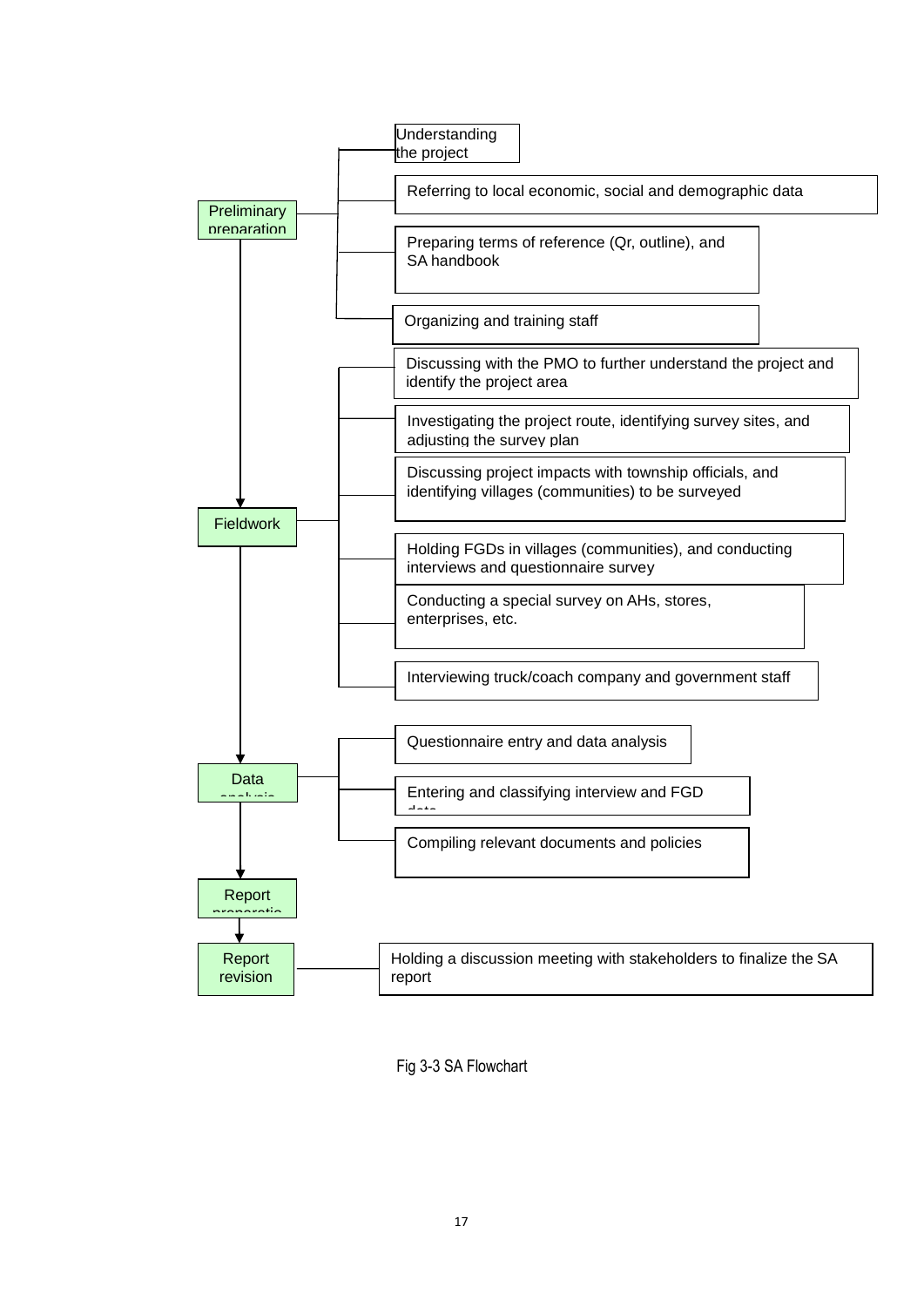- **Preliminary preparation**
  - Understanding the project
  - Referring to local economic, social and demographic data
  - Preparing terms of reference (Qr, outline), and SA handbook
  - Organizing and training staff
- **Fieldwork**
  - Discussing with the PMO to further understand the project and identify the project area
  - Investigating the project route, identifying survey sites, and adjusting the survey plan
  - Discussing project impacts with township officials, and identifying villages (communities) to be surveyed
  - Holding FGDs in villages (communities), and conducting interviews and questionnaire survey
  - Conducting a special survey on AHs, stores, enterprises, etc.
  - Interviewing truck/coach company and government staff
- **Data analysis**
  - Questionnaire entry and data analysis
  - Entering and classifying interview and FGD data
  - Compiling relevant documents and policies
- **Report preparation**
- **Report revision**
  - Holding a discussion meeting with stakeholders to finalize the SA report

Fig 3-3 SA Flowchart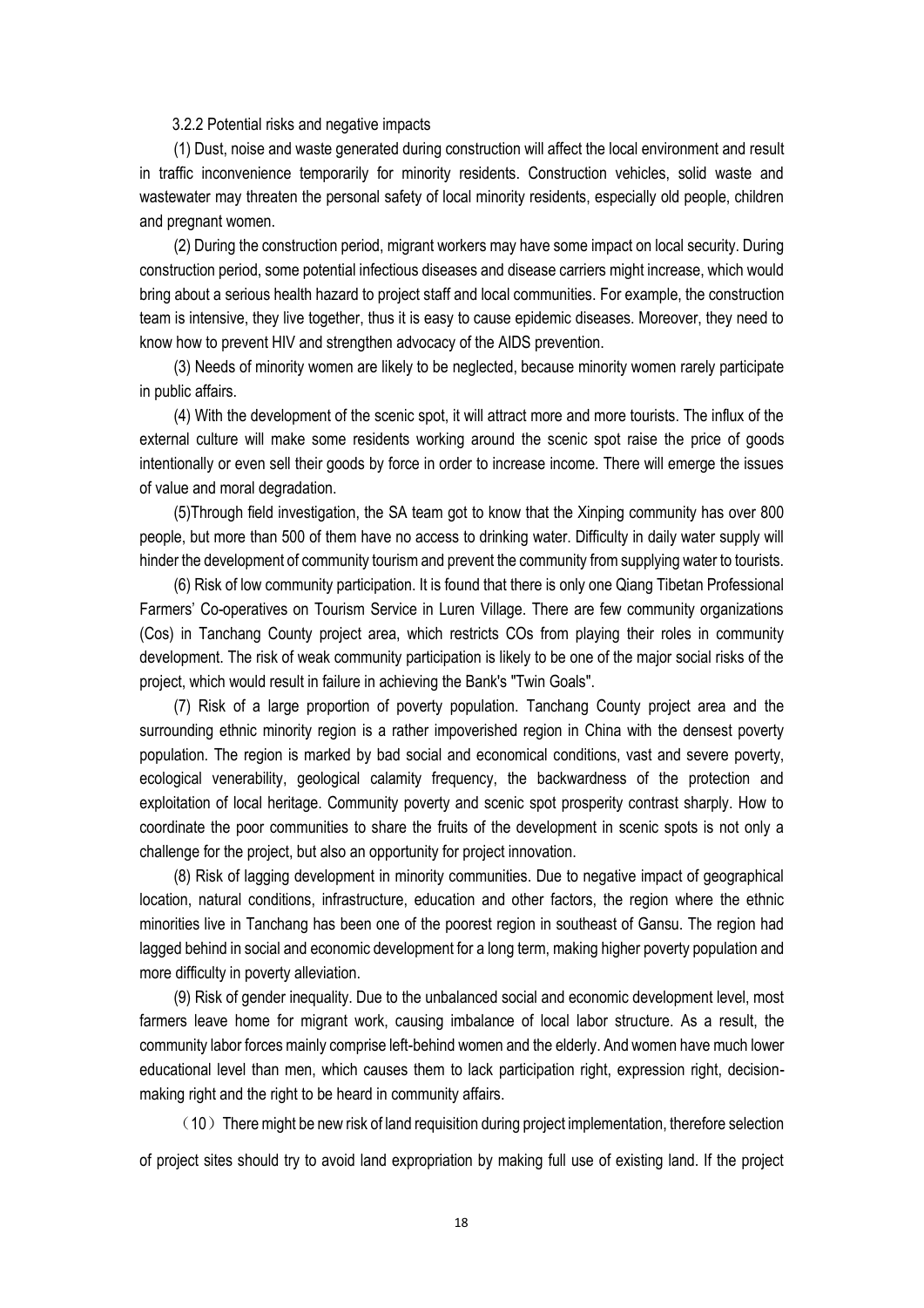### 3.2.2 Potential risks and negative impacts

(1) Dust, noise and waste generated during construction will affect the local environment and result in traffic inconvenience temporarily for minority residents. Construction vehicles, solid waste and wastewater may threaten the personal safety of local minority residents, especially old people, children and pregnant women.

(2) During the construction period, migrant workers may have some impact on local security. During construction period, some potential infectious diseases and disease carriers might increase, which would bring about a serious health hazard to project staff and local communities. For example, the construction team is intensive, they live together, thus it is easy to cause epidemic diseases. Moreover, they need to know how to prevent HIV and strengthen advocacy of the AIDS prevention.

(3) Needs of minority women are likely to be neglected, because minority women rarely participate in public affairs.

(4) With the development of the scenic spot, it will attract more and more tourists. The influx of the external culture will make some residents working around the scenic spot raise the price of goods intentionally or even sell their goods by force in order to increase income. There will emerge the issues of value and moral degradation.

(5)Through field investigation, the SA team got to know that the Xinping community has over 800 people, but more than 500 of them have no access to drinking water. Difficulty in daily water supply will hinder the development of community tourism and prevent the community from supplying water to tourists.

(6) Risk of low community participation. It is found that there is only one Qiang Tibetan Professional Farmers' Co-operatives on Tourism Service in Luren Village. There are few community organizations (Cos) in Tanchang County project area, which restricts COs from playing their roles in community development. The risk of weak community participation is likely to be one of the major social risks of the project, which would result in failure in achieving the Bank's "Twin Goals".

(7) Risk of a large proportion of poverty population. Tanchang County project area and the surrounding ethnic minority region is a rather impoverished region in China with the densest poverty population. The region is marked by bad social and economical conditions, vast and severe poverty, ecological venerability, geological calamity frequency, the backwardness of the protection and exploitation of local heritage. Community poverty and scenic spot prosperity contrast sharply. How to coordinate the poor communities to share the fruits of the development in scenic spots is not only a challenge for the project, but also an opportunity for project innovation.

(8) Risk of lagging development in minority communities. Due to negative impact of geographical location, natural conditions, infrastructure, education and other factors, the region where the ethnic minorities live in Tanchang has been one of the poorest region in southeast of Gansu. The region had lagged behind in social and economic development for a long term, making higher poverty population and more difficulty in poverty alleviation.

(9) Risk of gender inequality. Due to the unbalanced social and economic development level, most farmers leave home for migrant work, causing imbalance of local labor structure. As a result, the community labor forces mainly comprise left-behind women and the elderly. And women have much lower educational level than men, which causes them to lack participation right, expression right, decision-making right and the right to be heard in community affairs.

（10）There might be new risk of land requisition during project implementation, therefore selection of project sites should try to avoid land expropriation by making full use of existing land. If the project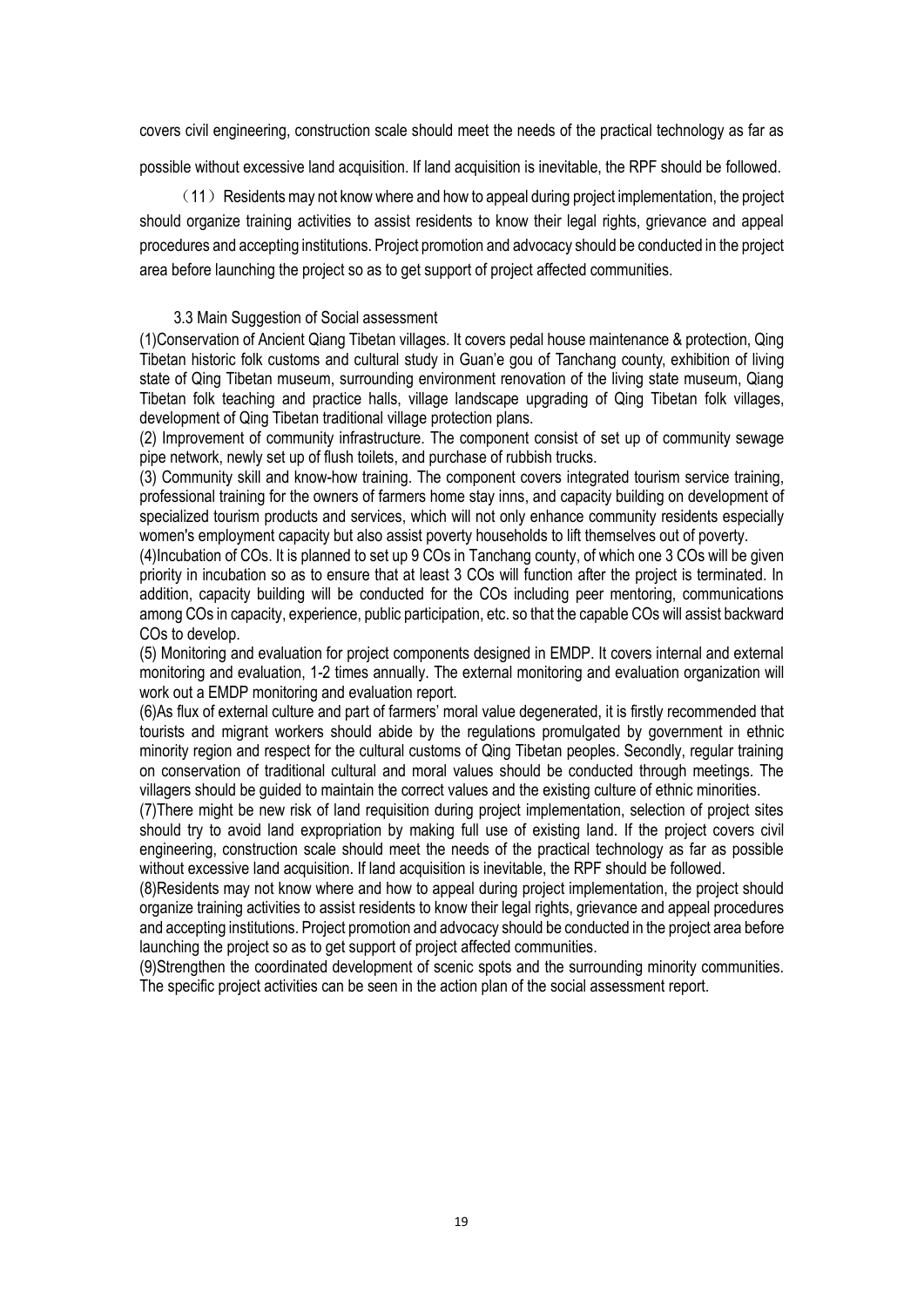covers civil engineering, construction scale should meet the needs of the practical technology as far as possible without excessive land acquisition. If land acquisition is inevitable, the RPF should be followed.

（11）Residents may not know where and how to appeal during project implementation, the project should organize training activities to assist residents to know their legal rights, grievance and appeal procedures and accepting institutions. Project promotion and advocacy should be conducted in the project area before launching the project so as to get support of project affected communities.

### 3.3 Main Suggestion of Social assessment

(1)Conservation of Ancient Qiang Tibetan villages. It covers pedal house maintenance & protection, Qing Tibetan historic folk customs and cultural study in Guan'e gou of Tanchang county, exhibition of living state of Qing Tibetan museum, surrounding environment renovation of the living state museum, Qiang Tibetan folk teaching and practice halls, village landscape upgrading of Qing Tibetan folk villages, development of Qing Tibetan traditional village protection plans.

(2) Improvement of community infrastructure. The component consist of set up of community sewage pipe network, newly set up of flush toilets, and purchase of rubbish trucks.

(3) Community skill and know-how training. The component covers integrated tourism service training, professional training for the owners of farmers home stay inns, and capacity building on development of specialized tourism products and services, which will not only enhance community residents especially women's employment capacity but also assist poverty households to lift themselves out of poverty.

(4)Incubation of COs. It is planned to set up 9 COs in Tanchang county, of which one 3 COs will be given priority in incubation so as to ensure that at least 3 COs will function after the project is terminated. In addition, capacity building will be conducted for the COs including peer mentoring, communications among COs in capacity, experience, public participation, etc. so that the capable COs will assist backward COs to develop.

(5) Monitoring and evaluation for project components designed in EMDP. It covers internal and external monitoring and evaluation, 1-2 times annually. The external monitoring and evaluation organization will work out a EMDP monitoring and evaluation report.

(6)As flux of external culture and part of farmers' moral value degenerated, it is firstly recommended that tourists and migrant workers should abide by the regulations promulgated by government in ethnic minority region and respect for the cultural customs of Qing Tibetan peoples. Secondly, regular training on conservation of traditional cultural and moral values should be conducted through meetings. The villagers should be guided to maintain the correct values and the existing culture of ethnic minorities.

(7)There might be new risk of land requisition during project implementation, selection of project sites should try to avoid land expropriation by making full use of existing land. If the project covers civil engineering, construction scale should meet the needs of the practical technology as far as possible without excessive land acquisition. If land acquisition is inevitable, the RPF should be followed.

(8)Residents may not know where and how to appeal during project implementation, the project should organize training activities to assist residents to know their legal rights, grievance and appeal procedures and accepting institutions. Project promotion and advocacy should be conducted in the project area before launching the project so as to get support of project affected communities.

(9)Strengthen the coordinated development of scenic spots and the surrounding minority communities. The specific project activities can be seen in the action plan of the social assessment report.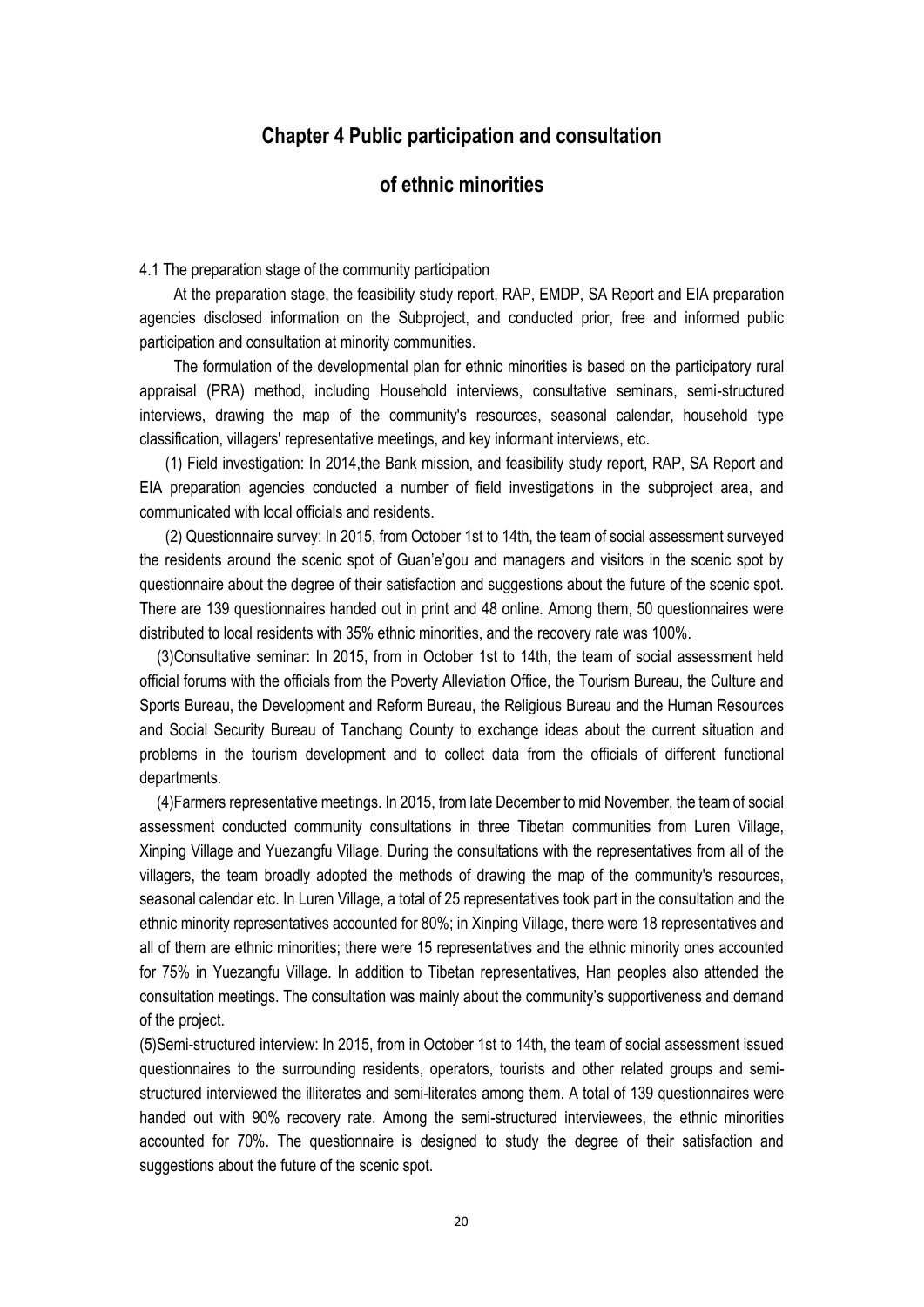# Chapter 4 Public participation and consultation of ethnic minorities

4.1 The preparation stage of the community participation

At the preparation stage, the feasibility study report, RAP, EMDP, SA Report and EIA preparation agencies disclosed information on the Subproject, and conducted prior, free and informed public participation and consultation at minority communities.

The formulation of the developmental plan for ethnic minorities is based on the participatory rural appraisal (PRA) method, including Household interviews, consultative seminars, semi-structured interviews, drawing the map of the community's resources, seasonal calendar, household type classification, villagers' representative meetings, and key informant interviews, etc.

(1) Field investigation: In 2014,the Bank mission, and feasibility study report, RAP, SA Report and EIA preparation agencies conducted a number of field investigations in the subproject area, and communicated with local officials and residents.

(2) Questionnaire survey: In 2015, from October 1st to 14th, the team of social assessment surveyed the residents around the scenic spot of Guan'e'gou and managers and visitors in the scenic spot by questionnaire about the degree of their satisfaction and suggestions about the future of the scenic spot. There are 139 questionnaires handed out in print and 48 online. Among them, 50 questionnaires were distributed to local residents with 35% ethnic minorities, and the recovery rate was 100%.

(3)Consultative seminar: In 2015, from in October 1st to 14th, the team of social assessment held official forums with the officials from the Poverty Alleviation Office, the Tourism Bureau, the Culture and Sports Bureau, the Development and Reform Bureau, the Religious Bureau and the Human Resources and Social Security Bureau of Tanchang County to exchange ideas about the current situation and problems in the tourism development and to collect data from the officials of different functional departments.

(4)Farmers representative meetings. In 2015, from late December to mid November, the team of social assessment conducted community consultations in three Tibetan communities from Luren Village, Xinping Village and Yuezangfu Village. During the consultations with the representatives from all of the villagers, the team broadly adopted the methods of drawing the map of the community's resources, seasonal calendar etc. In Luren Village, a total of 25 representatives took part in the consultation and the ethnic minority representatives accounted for 80%; in Xinping Village, there were 18 representatives and all of them are ethnic minorities; there were 15 representatives and the ethnic minority ones accounted for 75% in Yuezangfu Village. In addition to Tibetan representatives, Han peoples also attended the consultation meetings. The consultation was mainly about the community's supportiveness and demand of the project.

(5)Semi-structured interview: In 2015, from in October 1st to 14th, the team of social assessment issued questionnaires to the surrounding residents, operators, tourists and other related groups and semi-structured interviewed the illiterates and semi-literates among them. A total of 139 questionnaires were handed out with 90% recovery rate. Among the semi-structured interviewees, the ethnic minorities accounted for 70%. The questionnaire is designed to study the degree of their satisfaction and suggestions about the future of the scenic spot.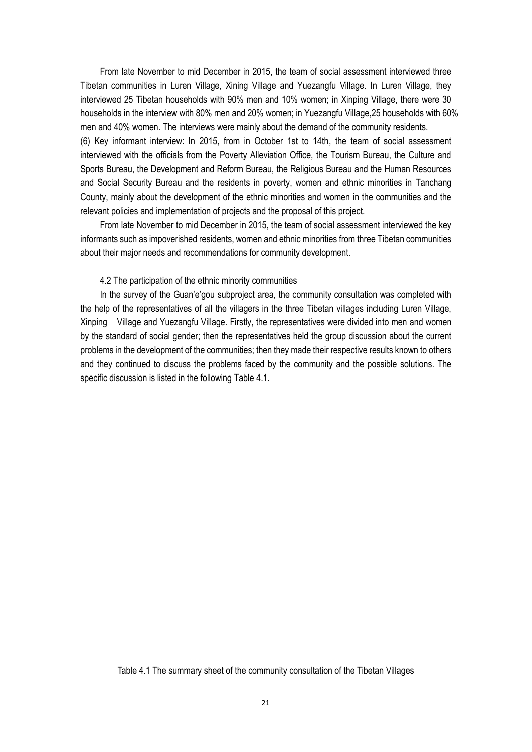From late November to mid December in 2015, the team of social assessment interviewed three Tibetan communities in Luren Village, Xining Village and Yuezangfu Village. In Luren Village, they interviewed 25 Tibetan households with 90% men and 10% women; in Xinping Village, there were 30 households in the interview with 80% men and 20% women; in Yuezangfu Village,25 households with 60% men and 40% women. The interviews were mainly about the demand of the community residents.

(6) Key informant interview: In 2015, from in October 1st to 14th, the team of social assessment interviewed with the officials from the Poverty Alleviation Office, the Tourism Bureau, the Culture and Sports Bureau, the Development and Reform Bureau, the Religious Bureau and the Human Resources and Social Security Bureau and the residents in poverty, women and ethnic minorities in Tanchang County, mainly about the development of the ethnic minorities and women in the communities and the relevant policies and implementation of projects and the proposal of this project.

From late November to mid December in 2015, the team of social assessment interviewed the key informants such as impoverished residents, women and ethnic minorities from three Tibetan communities about their major needs and recommendations for community development.

4.2 The participation of the ethnic minority communities

In the survey of the Guan'e'gou subproject area, the community consultation was completed with the help of the representatives of all the villagers in the three Tibetan villages including Luren Village, Xinping Village and Yuezangfu Village. Firstly, the representatives were divided into men and women by the standard of social gender; then the representatives held the group discussion about the current problems in the development of the communities; then they made their respective results known to others and they continued to discuss the problems faced by the community and the possible solutions. The specific discussion is listed in the following Table 4.1.

Table 4.1 The summary sheet of the community consultation of the Tibetan Villages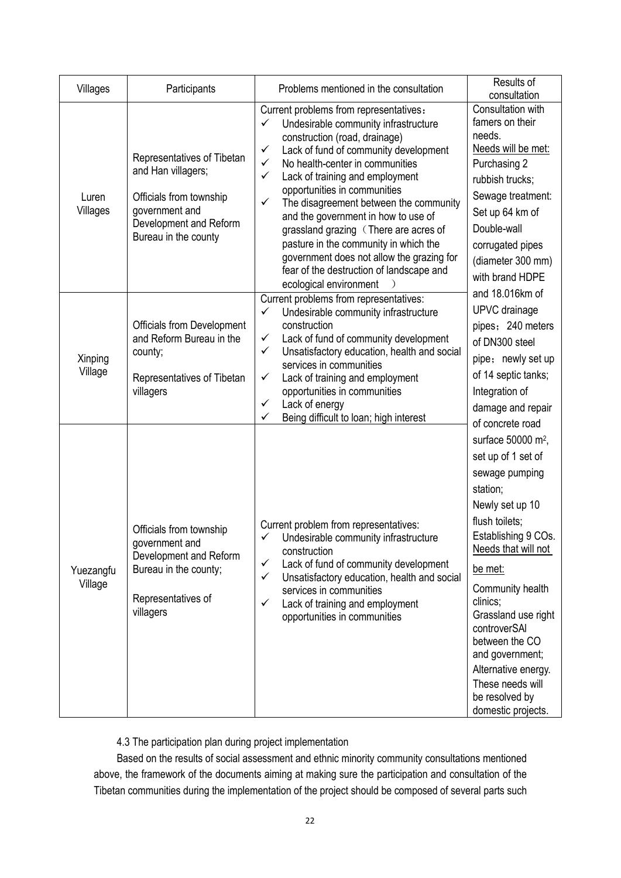| Villages | Participants | Problems mentioned in the consultation | Results of consultation |
| --- | --- | --- | --- |
| Luren Villages | Representatives of Tibetan and Han villagers;<br><br>Officials from township government and Development and Reform Bureau in the county | Current problems from representatives：<br>✓ Undesirable community infrastructure construction (road, drainage)<br>✓ Lack of fund of community development<br>✓ No health-center in communities<br>✓ Lack of training and employment opportunities in communities<br>✓ The disagreement between the community and the government in how to use of grassland grazing（There are acres of pasture in the community in which the government does not allow the grazing for fear of the destruction of landscape and ecological environment ） | Consultation with famers on their needs.<br>Needs will be met:<br>Purchasing 2 rubbish trucks;<br>Sewage treatment: Set up 64 km of Double-wall corrugated pipes (diameter 300 mm) with brand HDPE and 18.016km of UPVC drainage pipes；240 meters of DN300 steel pipe；newly set up of 14 septic tanks;<br>Integration of damage and repair of concrete road surface 50000 m², set up of 1 set of sewage pumping station;<br>Newly set up 10 flush toilets;<br>Establishing 9 COs.<br>Needs that will not be met:<br>Community health clinics;<br>Grassland use right controverSAl between the CO and government;<br>Alternative energy.<br>These needs will be resolved by domestic projects. |
| Xinping Village | Officials from Development and Reform Bureau in the county;<br><br>Representatives of Tibetan villagers | Current problems from representatives:<br>✓ Undesirable community infrastructure construction<br>✓ Lack of fund of community development<br>✓ Unsatisfactory education, health and social services in communities<br>✓ Lack of training and employment opportunities in communities<br>✓ Lack of energy<br>✓ Being difficult to loan; high interest | |
| Yuezangfu Village | Officials from township government and Development and Reform Bureau in the county;<br><br>Representatives of villagers | Current problem from representatives:<br>✓ Undesirable community infrastructure construction<br>✓ Lack of fund of community development<br>✓ Unsatisfactory education, health and social services in communities<br>✓ Lack of training and employment opportunities in communities | |

4.3 The participation plan during project implementation

Based on the results of social assessment and ethnic minority community consultations mentioned above, the framework of the documents aiming at making sure the participation and consultation of the Tibetan communities during the implementation of the project should be composed of several parts such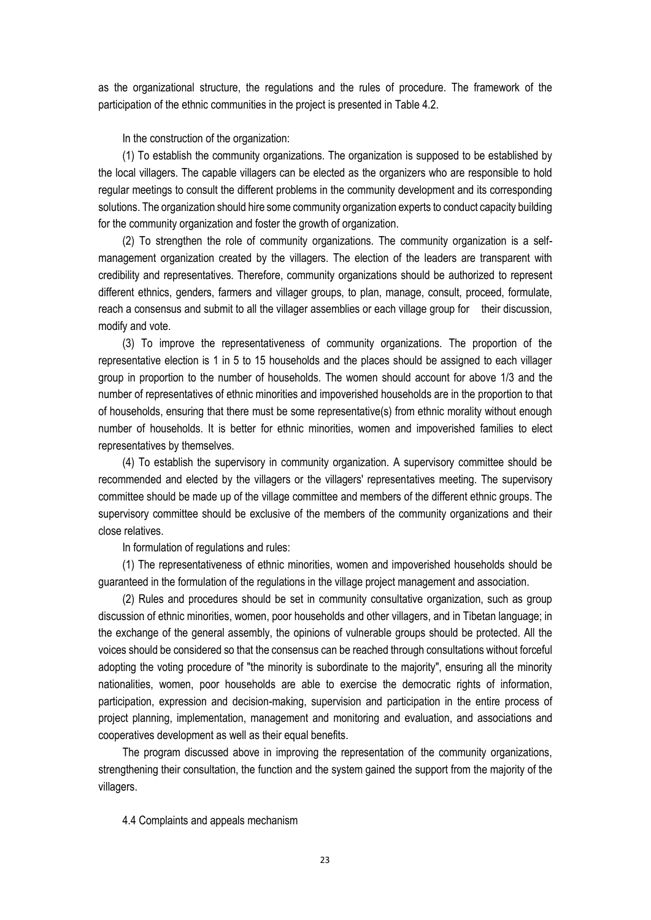as the organizational structure, the regulations and the rules of procedure. The framework of the participation of the ethnic communities in the project is presented in Table 4.2.

In the construction of the organization:

(1) To establish the community organizations. The organization is supposed to be established by the local villagers. The capable villagers can be elected as the organizers who are responsible to hold regular meetings to consult the different problems in the community development and its corresponding solutions. The organization should hire some community organization experts to conduct capacity building for the community organization and foster the growth of organization.

(2) To strengthen the role of community organizations. The community organization is a self-management organization created by the villagers. The election of the leaders are transparent with credibility and representatives. Therefore, community organizations should be authorized to represent different ethnics, genders, farmers and villager groups, to plan, manage, consult, proceed, formulate, reach a consensus and submit to all the villager assemblies or each village group for their discussion, modify and vote.

(3) To improve the representativeness of community organizations. The proportion of the representative election is 1 in 5 to 15 households and the places should be assigned to each villager group in proportion to the number of households. The women should account for above 1/3 and the number of representatives of ethnic minorities and impoverished households are in the proportion to that of households, ensuring that there must be some representative(s) from ethnic morality without enough number of households. It is better for ethnic minorities, women and impoverished families to elect representatives by themselves.

(4) To establish the supervisory in community organization. A supervisory committee should be recommended and elected by the villagers or the villagers' representatives meeting. The supervisory committee should be made up of the village committee and members of the different ethnic groups. The supervisory committee should be exclusive of the members of the community organizations and their close relatives.

In formulation of regulations and rules:

(1) The representativeness of ethnic minorities, women and impoverished households should be guaranteed in the formulation of the regulations in the village project management and association.

(2) Rules and procedures should be set in community consultative organization, such as group discussion of ethnic minorities, women, poor households and other villagers, and in Tibetan language; in the exchange of the general assembly, the opinions of vulnerable groups should be protected. All the voices should be considered so that the consensus can be reached through consultations without forceful adopting the voting procedure of "the minority is subordinate to the majority", ensuring all the minority nationalities, women, poor households are able to exercise the democratic rights of information, participation, expression and decision-making, supervision and participation in the entire process of project planning, implementation, management and monitoring and evaluation, and associations and cooperatives development as well as their equal benefits.

The program discussed above in improving the representation of the community organizations, strengthening their consultation, the function and the system gained the support from the majority of the villagers.

## 4.4 Complaints and appeals mechanism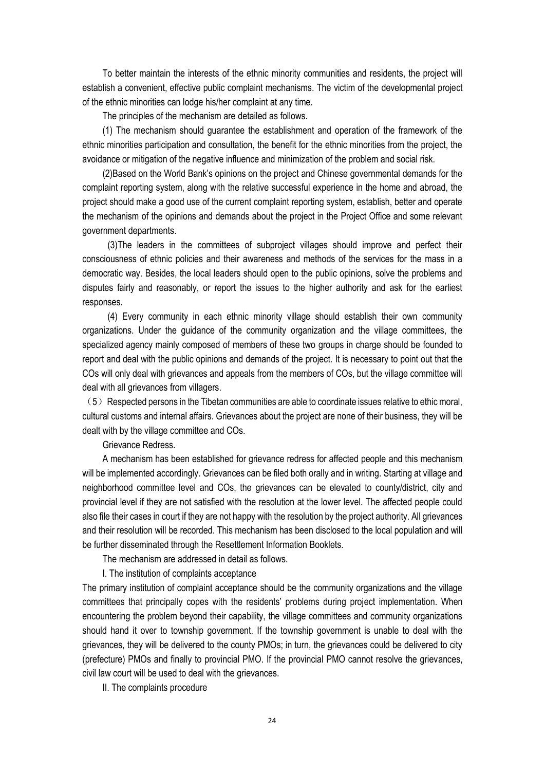To better maintain the interests of the ethnic minority communities and residents, the project will establish a convenient, effective public complaint mechanisms. The victim of the developmental project of the ethnic minorities can lodge his/her complaint at any time.

The principles of the mechanism are detailed as follows.

(1) The mechanism should guarantee the establishment and operation of the framework of the ethnic minorities participation and consultation, the benefit for the ethnic minorities from the project, the avoidance or mitigation of the negative influence and minimization of the problem and social risk.

(2)Based on the World Bank's opinions on the project and Chinese governmental demands for the complaint reporting system, along with the relative successful experience in the home and abroad, the project should make a good use of the current complaint reporting system, establish, better and operate the mechanism of the opinions and demands about the project in the Project Office and some relevant government departments.

(3)The leaders in the committees of subproject villages should improve and perfect their consciousness of ethnic policies and their awareness and methods of the services for the mass in a democratic way. Besides, the local leaders should open to the public opinions, solve the problems and disputes fairly and reasonably, or report the issues to the higher authority and ask for the earliest responses.

(4) Every community in each ethnic minority village should establish their own community organizations. Under the guidance of the community organization and the village committees, the specialized agency mainly composed of members of these two groups in charge should be founded to report and deal with the public opinions and demands of the project. It is necessary to point out that the COs will only deal with grievances and appeals from the members of COs, but the village committee will deal with all grievances from villagers.

（5）Respected persons in the Tibetan communities are able to coordinate issues relative to ethic moral, cultural customs and internal affairs. Grievances about the project are none of their business, they will be dealt with by the village committee and COs.

Grievance Redress.

A mechanism has been established for grievance redress for affected people and this mechanism will be implemented accordingly. Grievances can be filed both orally and in writing. Starting at village and neighborhood committee level and COs, the grievances can be elevated to county/district, city and provincial level if they are not satisfied with the resolution at the lower level. The affected people could also file their cases in court if they are not happy with the resolution by the project authority. All grievances and their resolution will be recorded. This mechanism has been disclosed to the local population and will be further disseminated through the Resettlement Information Booklets.

The mechanism are addressed in detail as follows.

I. The institution of complaints acceptance

The primary institution of complaint acceptance should be the community organizations and the village committees that principally copes with the residents' problems during project implementation. When encountering the problem beyond their capability, the village committees and community organizations should hand it over to township government. If the township government is unable to deal with the grievances, they will be delivered to the county PMOs; in turn, the grievances could be delivered to city (prefecture) PMOs and finally to provincial PMO. If the provincial PMO cannot resolve the grievances, civil law court will be used to deal with the grievances.

II. The complaints procedure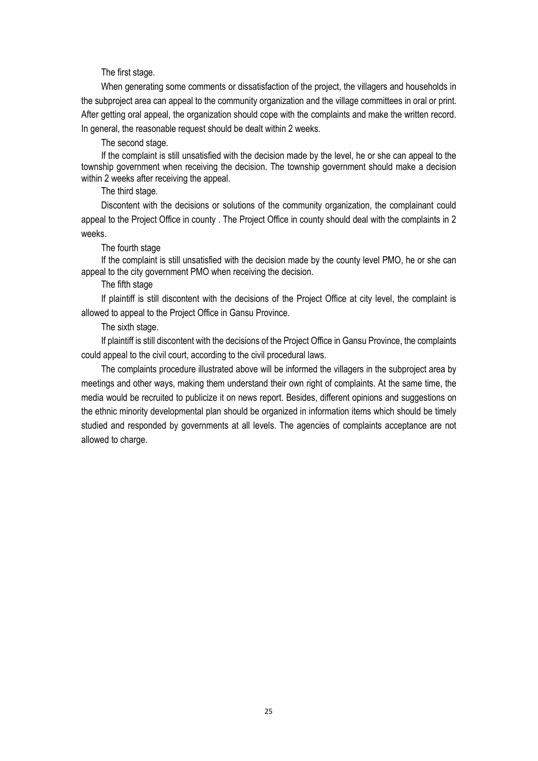The first stage.

When generating some comments or dissatisfaction of the project, the villagers and households in the subproject area can appeal to the community organization and the village committees in oral or print. After getting oral appeal, the organization should cope with the complaints and make the written record. In general, the reasonable request should be dealt within 2 weeks.

The second stage.

If the complaint is still unsatisfied with the decision made by the level, he or she can appeal to the township government when receiving the decision. The township government should make a decision within 2 weeks after receiving the appeal.

The third stage.

Discontent with the decisions or solutions of the community organization, the complainant could appeal to the Project Office in county . The Project Office in county should deal with the complaints in 2 weeks.

The fourth stage

If the complaint is still unsatisfied with the decision made by the county level PMO, he or she can appeal to the city government PMO when receiving the decision.

The fifth stage

If plaintiff is still discontent with the decisions of the Project Office at city level, the complaint is allowed to appeal to the Project Office in Gansu Province.

The sixth stage.

If plaintiff is still discontent with the decisions of the Project Office in Gansu Province, the complaints could appeal to the civil court, according to the civil procedural laws.

The complaints procedure illustrated above will be informed the villagers in the subproject area by meetings and other ways, making them understand their own right of complaints. At the same time, the media would be recruited to publicize it on news report. Besides, different opinions and suggestions on the ethnic minority developmental plan should be organized in information items which should be timely studied and responded by governments at all levels. The agencies of complaints acceptance are not allowed to charge.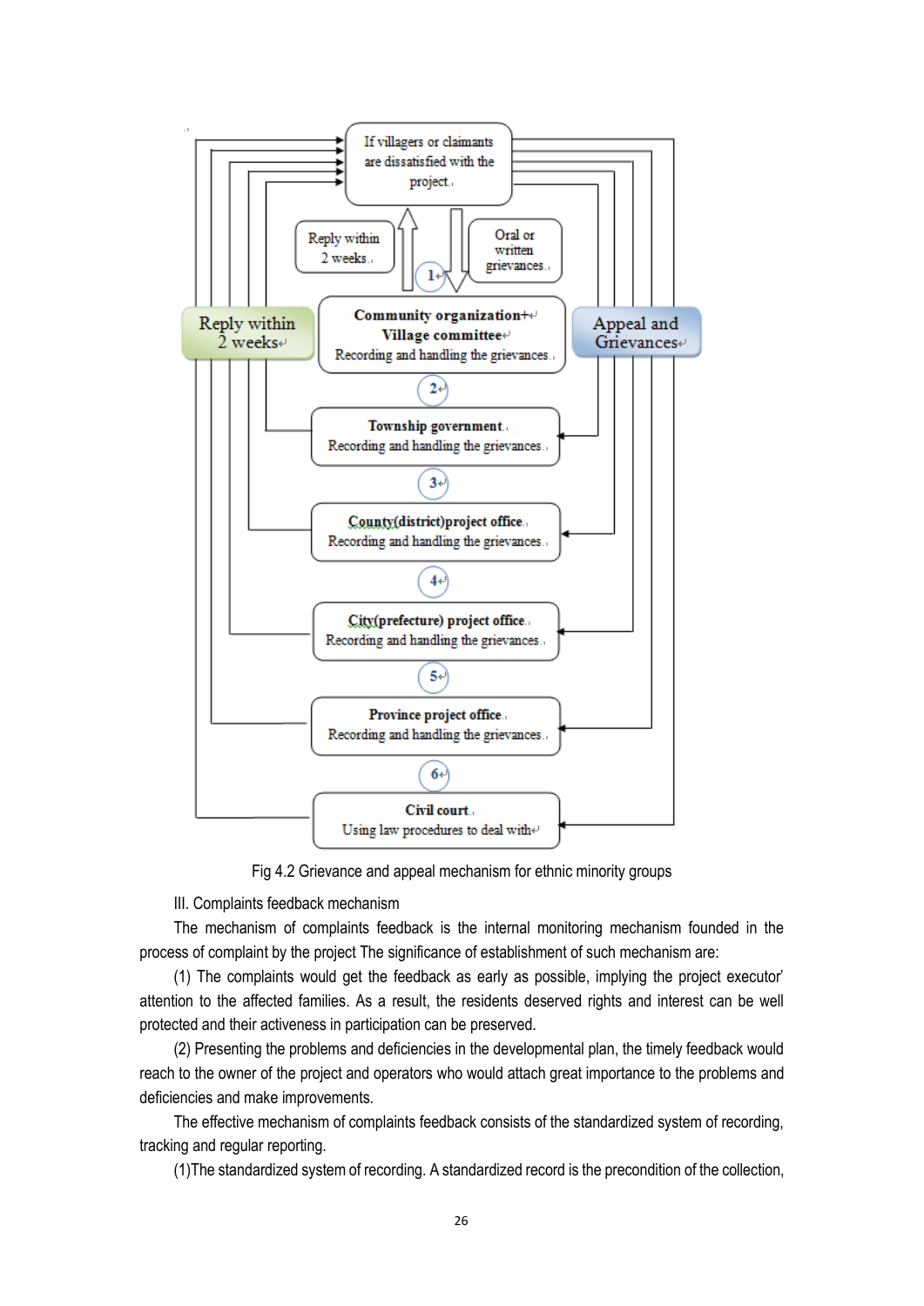If villagers or claimants are dissatisfied with the project.

Reply within 2 weeks.

Oral or written grievances.

1

Reply within 2 weeks

Community organization+ Village committee
Recording and handling the grievances.

Appeal and Grievances

2

**Township government.**
Recording and handling the grievances.

3

**County(district)project office.**
Recording and handling the grievances.

4

**City(prefecture) project office.**
Recording and handling the grievances.

5

**Province project office.**
Recording and handling the grievances.

6

**Civil court.**
Using law procedures to deal with

Fig 4.2 Grievance and appeal mechanism for ethnic minority groups

III. Complaints feedback mechanism

The mechanism of complaints feedback is the internal monitoring mechanism founded in the process of complaint by the project The significance of establishment of such mechanism are:

(1) The complaints would get the feedback as early as possible, implying the project executor' attention to the affected families. As a result, the residents deserved rights and interest can be well protected and their activeness in participation can be preserved.

(2) Presenting the problems and deficiencies in the developmental plan, the timely feedback would reach to the owner of the project and operators who would attach great importance to the problems and deficiencies and make improvements.

The effective mechanism of complaints feedback consists of the standardized system of recording, tracking and regular reporting.

(1)The standardized system of recording. A standardized record is the precondition of the collection,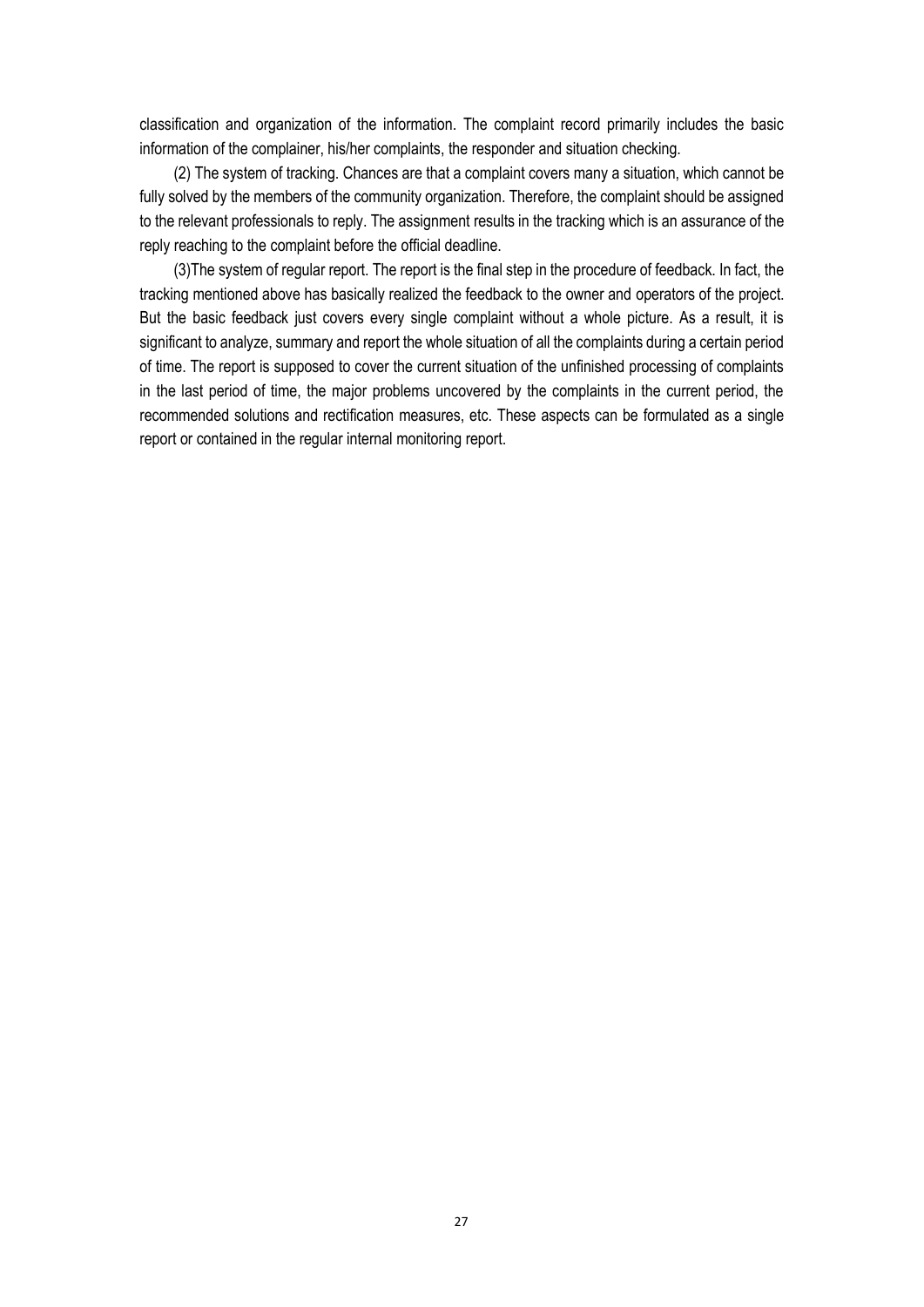classification and organization of the information. The complaint record primarily includes the basic information of the complainer, his/her complaints, the responder and situation checking.

(2) The system of tracking. Chances are that a complaint covers many a situation, which cannot be fully solved by the members of the community organization. Therefore, the complaint should be assigned to the relevant professionals to reply. The assignment results in the tracking which is an assurance of the reply reaching to the complaint before the official deadline.

(3)The system of regular report. The report is the final step in the procedure of feedback. In fact, the tracking mentioned above has basically realized the feedback to the owner and operators of the project. But the basic feedback just covers every single complaint without a whole picture. As a result, it is significant to analyze, summary and report the whole situation of all the complaints during a certain period of time. The report is supposed to cover the current situation of the unfinished processing of complaints in the last period of time, the major problems uncovered by the complaints in the current period, the recommended solutions and rectification measures, etc. These aspects can be formulated as a single report or contained in the regular internal monitoring report.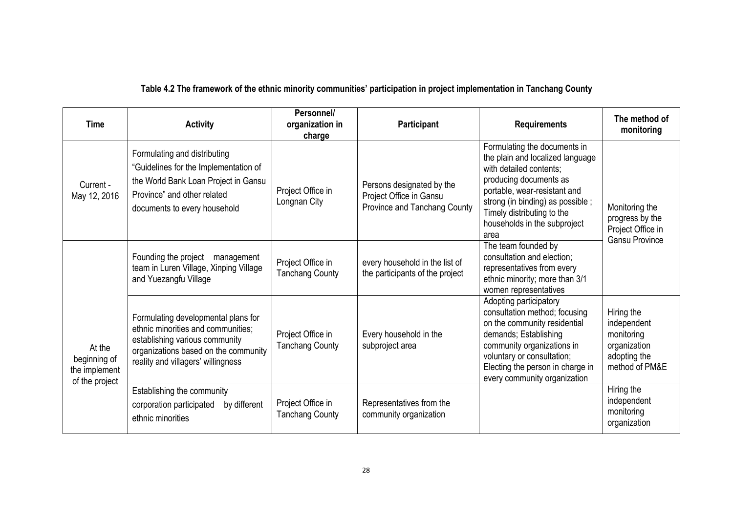**Table 4.2 The framework of the ethnic minority communities' participation in project implementation in Tanchang County**

| Time | Activity | Personnel/ organization in charge | Participant | Requirements | The method of monitoring |
|---|---|---|---|---|---|
| Current - May 12, 2016 | Formulating and distributing "Guidelines for the Implementation of the World Bank Loan Project in Gansu Province" and other related documents to every household | Project Office in Longnan City | Persons designated by the Project Office in Gansu Province and Tanchang County | Formulating the documents in the plain and localized language with detailed contents; producing documents as portable, wear-resistant and strong (in binding) as possible ; Timely distributing to the households in the subproject area | Monitoring the progress by the Project Office in Gansu Province |
| At the beginning of the implement of the project | Founding the project management team in Luren Village, Xinping Village and Yuezangfu Village | Project Office in Tanchang County | every household in the list of the participants of the project | The team founded by consultation and election; representatives from every ethnic minority; more than 3/1 women representatives | |
| | Formulating developmental plans for ethnic minorities and communities; establishing various community organizations based on the community reality and villagers' willingness | Project Office in Tanchang County | Every household in the subproject area | Adopting participatory consultation method; focusing on the community residential demands; Establishing community organizations in voluntary or consultation; Electing the person in charge in every community organization | Hiring the independent monitoring organization adopting the method of PM&E |
| | Establishing the community corporation participated by different ethnic minorities | Project Office in Tanchang County | Representatives from the community organization | | Hiring the independent monitoring organization |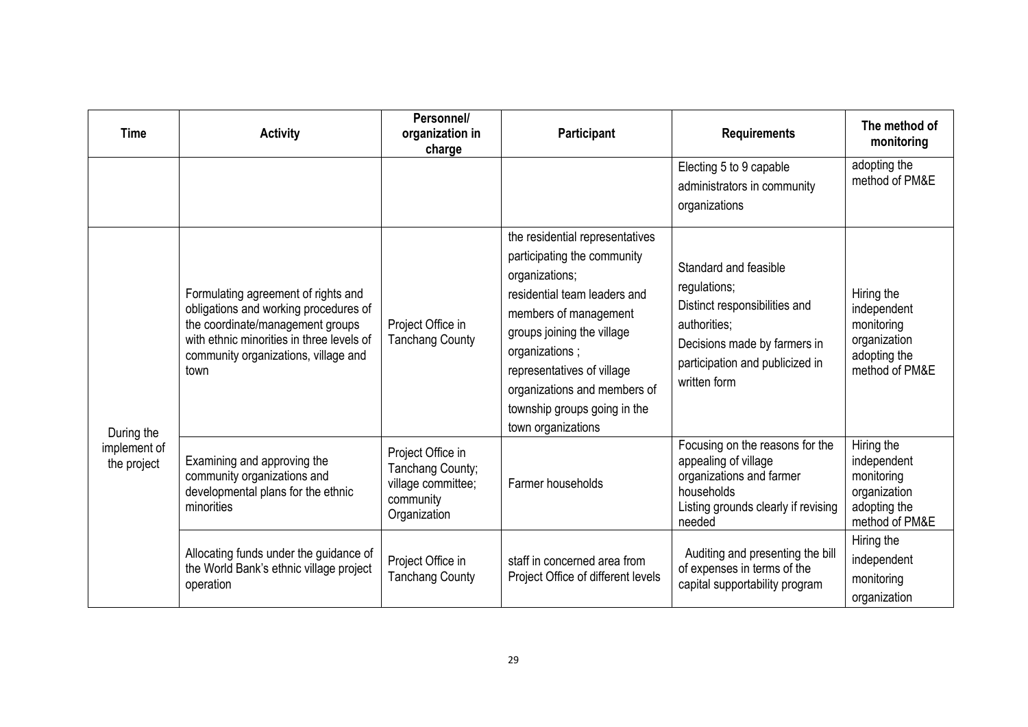| Time | Activity | Personnel/ organization in charge | Participant | Requirements | The method of monitoring |
| --- | --- | --- | --- | --- | --- |
| | | | | Electing 5 to 9 capable administrators in community organizations | adopting the method of PM&E |
| During the implement of the project | Formulating agreement of rights and obligations and working procedures of the coordinate/management groups with ethnic minorities in three levels of community organizations, village and town | Project Office in Tanchang County | the residential representatives participating the community organizations; residential team leaders and members of management groups joining the village organizations ; representatives of village organizations and members of township groups going in the town organizations | Standard and feasible regulations; Distinct responsibilities and authorities; Decisions made by farmers in participation and publicized in written form | Hiring the independent monitoring organization adopting the method of PM&E |
| | Examining and approving the community organizations and developmental plans for the ethnic minorities | Project Office in Tanchang County; village committee; community Organization | Farmer households | Focusing on the reasons for the appealing of village organizations and farmer households Listing grounds clearly if revising needed | Hiring the independent monitoring organization adopting the method of PM&E |
| | Allocating funds under the guidance of the World Bank's ethnic village project operation | Project Office in Tanchang County | staff in concerned area from Project Office of different levels | Auditing and presenting the bill of expenses in terms of the capital supportability program | Hiring the independent monitoring organization |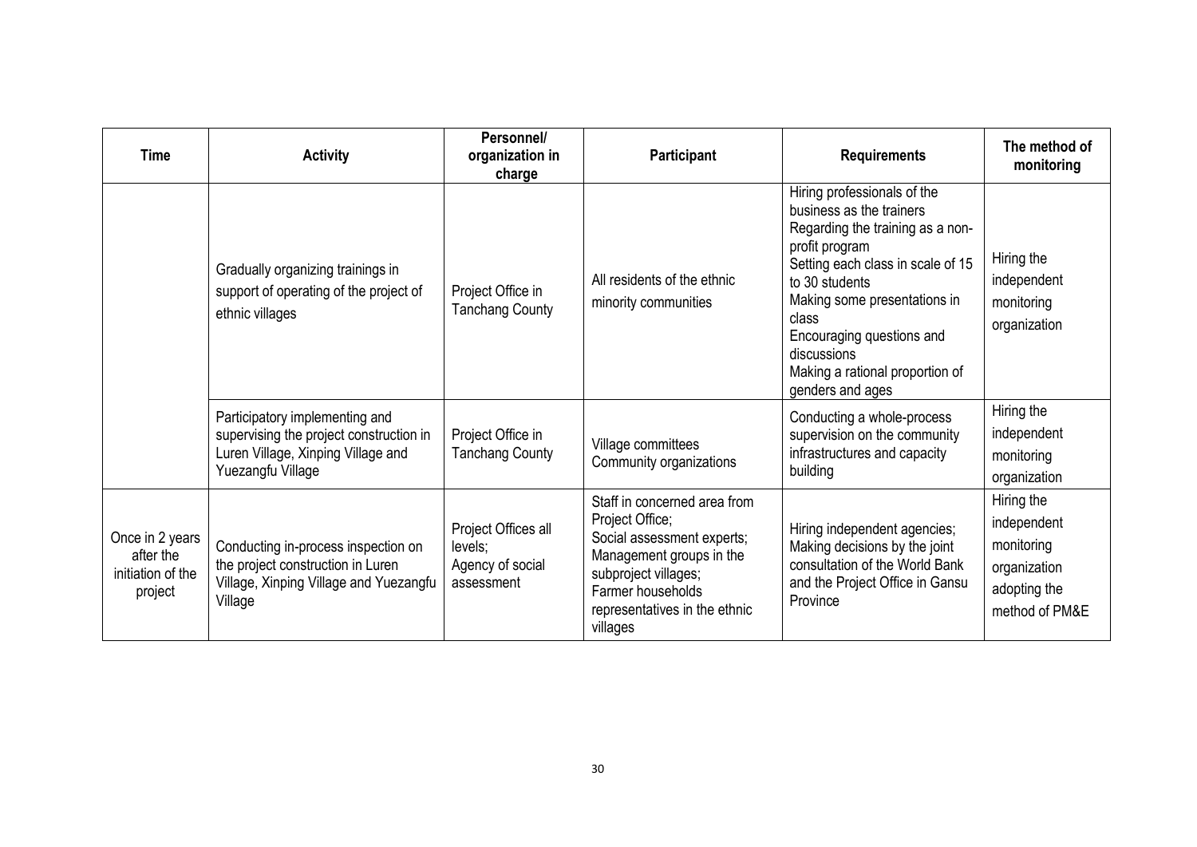| Time | Activity | Personnel/ organization in charge | Participant | Requirements | The method of monitoring |
|---|---|---|---|---|---|
| | Gradually organizing trainings in support of operating of the project of ethnic villages | Project Office in Tanchang County | All residents of the ethnic minority communities | Hiring professionals of the business as the trainers<br>Regarding the training as a non-profit program<br>Setting each class in scale of 15 to 30 students<br>Making some presentations in class<br>Encouraging questions and discussions<br>Making a rational proportion of genders and ages | Hiring the independent monitoring organization |
| | Participatory implementing and supervising the project construction in Luren Village, Xinping Village and Yuezangfu Village | Project Office in Tanchang County | Village committees<br>Community organizations | Conducting a whole-process supervision on the community infrastructures and capacity building | Hiring the independent monitoring organization |
| Once in 2 years after the initiation of the project | Conducting in-process inspection on the project construction in Luren Village, Xinping Village and Yuezangfu Village | Project Offices all levels;<br>Agency of social assessment | Staff in concerned area from Project Office;<br>Social assessment experts;<br>Management groups in the subproject villages;<br>Farmer households representatives in the ethnic villages | Hiring independent agencies;<br>Making decisions by the joint consultation of the World Bank and the Project Office in Gansu Province | Hiring the independent monitoring organization adopting the method of PM&E |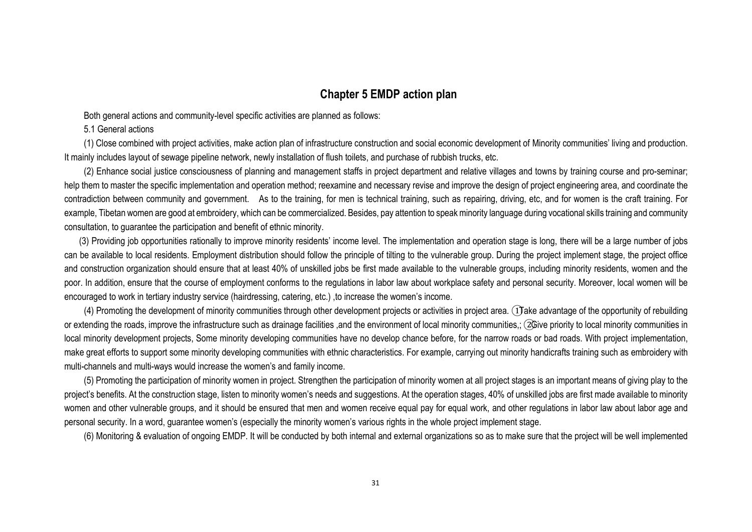## Chapter 5 EMDP action plan

Both general actions and community-level specific activities are planned as follows:

5.1 General actions

(1) Close combined with project activities, make action plan of infrastructure construction and social economic development of Minority communities' living and production. It mainly includes layout of sewage pipeline network, newly installation of flush toilets, and purchase of rubbish trucks, etc.

(2) Enhance social justice consciousness of planning and management staffs in project department and relative villages and towns by training course and pro-seminar; help them to master the specific implementation and operation method; reexamine and necessary revise and improve the design of project engineering area, and coordinate the contradiction between community and government. As to the training, for men is technical training, such as repairing, driving, etc, and for women is the craft training. For example, Tibetan women are good at embroidery, which can be commercialized. Besides, pay attention to speak minority language during vocational skills training and community consultation, to guarantee the participation and benefit of ethnic minority.

(3) Providing job opportunities rationally to improve minority residents' income level. The implementation and operation stage is long, there will be a large number of jobs can be available to local residents. Employment distribution should follow the principle of tilting to the vulnerable group. During the project implement stage, the project office and construction organization should ensure that at least 40% of unskilled jobs be first made available to the vulnerable groups, including minority residents, women and the poor. In addition, ensure that the course of employment conforms to the regulations in labor law about workplace safety and personal security. Moreover, local women will be encouraged to work in tertiary industry service (hairdressing, catering, etc.) ,to increase the women's income.

(4) Promoting the development of minority communities through other development projects or activities in project area. ①Take advantage of the opportunity of rebuilding or extending the roads, improve the infrastructure such as drainage facilities ,and the environment of local minority communities,; ②Give priority to local minority communities in local minority development projects, Some minority developing communities have no develop chance before, for the narrow roads or bad roads. With project implementation, make great efforts to support some minority developing communities with ethnic characteristics. For example, carrying out minority handicrafts training such as embroidery with multi-channels and multi-ways would increase the women's and family income.

(5) Promoting the participation of minority women in project. Strengthen the participation of minority women at all project stages is an important means of giving play to the project's benefits. At the construction stage, listen to minority women's needs and suggestions. At the operation stages, 40% of unskilled jobs are first made available to minority women and other vulnerable groups, and it should be ensured that men and women receive equal pay for equal work, and other regulations in labor law about labor age and personal security. In a word, guarantee women's (especially the minority women's various rights in the whole project implement stage.

(6) Monitoring & evaluation of ongoing EMDP. It will be conducted by both internal and external organizations so as to make sure that the project will be well implemented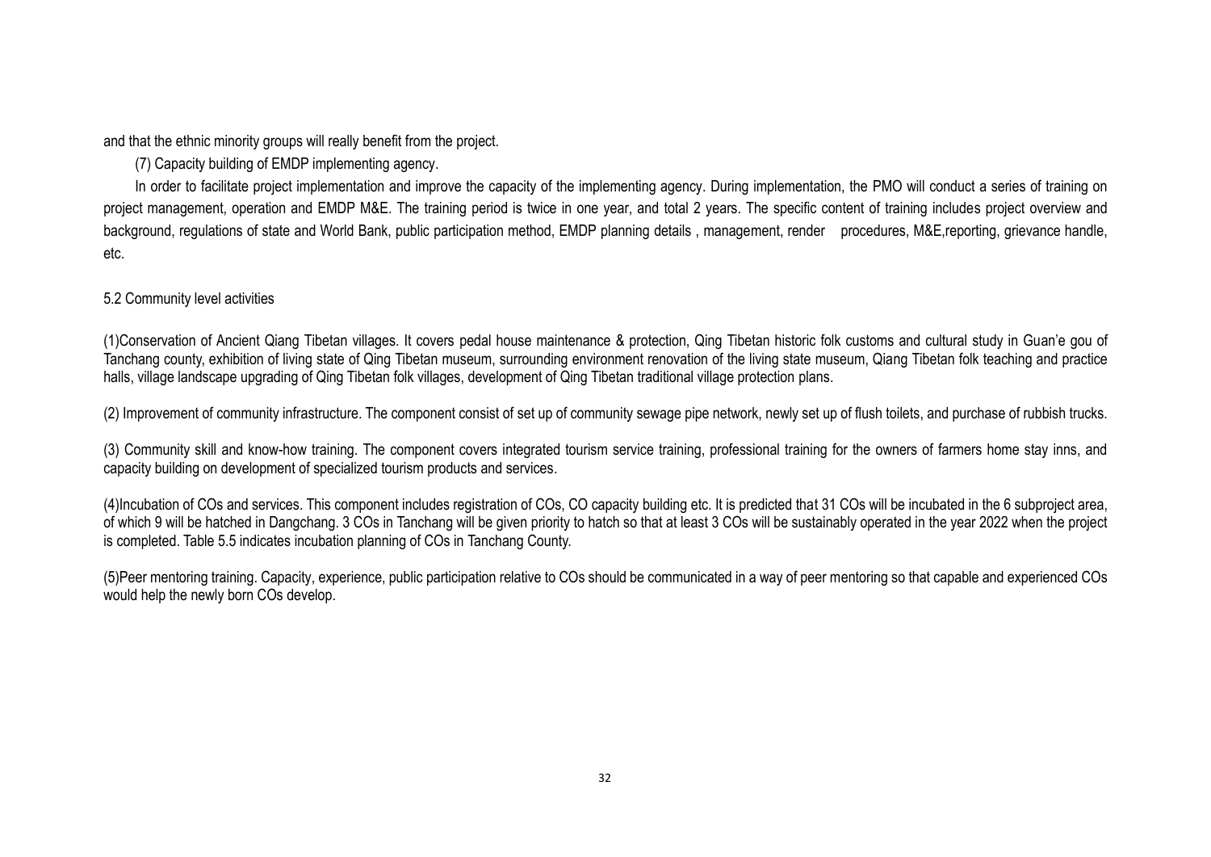and that the ethnic minority groups will really benefit from the project.

(7) Capacity building of EMDP implementing agency.

In order to facilitate project implementation and improve the capacity of the implementing agency. During implementation, the PMO will conduct a series of training on project management, operation and EMDP M&E. The training period is twice in one year, and total 2 years. The specific content of training includes project overview and background, regulations of state and World Bank, public participation method, EMDP planning details , management, render procedures, M&E,reporting, grievance handle, etc.

5.2 Community level activities

(1)Conservation of Ancient Qiang Tibetan villages. It covers pedal house maintenance & protection, Qing Tibetan historic folk customs and cultural study in Guan'e gou of Tanchang county, exhibition of living state of Qing Tibetan museum, surrounding environment renovation of the living state museum, Qiang Tibetan folk teaching and practice halls, village landscape upgrading of Qing Tibetan folk villages, development of Qing Tibetan traditional village protection plans.

(2) Improvement of community infrastructure. The component consist of set up of community sewage pipe network, newly set up of flush toilets, and purchase of rubbish trucks.

(3) Community skill and know-how training. The component covers integrated tourism service training, professional training for the owners of farmers home stay inns, and capacity building on development of specialized tourism products and services.

(4)Incubation of COs and services. This component includes registration of COs, CO capacity building etc. It is predicted that 31 COs will be incubated in the 6 subproject area, of which 9 will be hatched in Dangchang. 3 COs in Tanchang will be given priority to hatch so that at least 3 COs will be sustainably operated in the year 2022 when the project is completed. Table 5.5 indicates incubation planning of COs in Tanchang County.

(5)Peer mentoring training. Capacity, experience, public participation relative to COs should be communicated in a way of peer mentoring so that capable and experienced COs would help the newly born COs develop.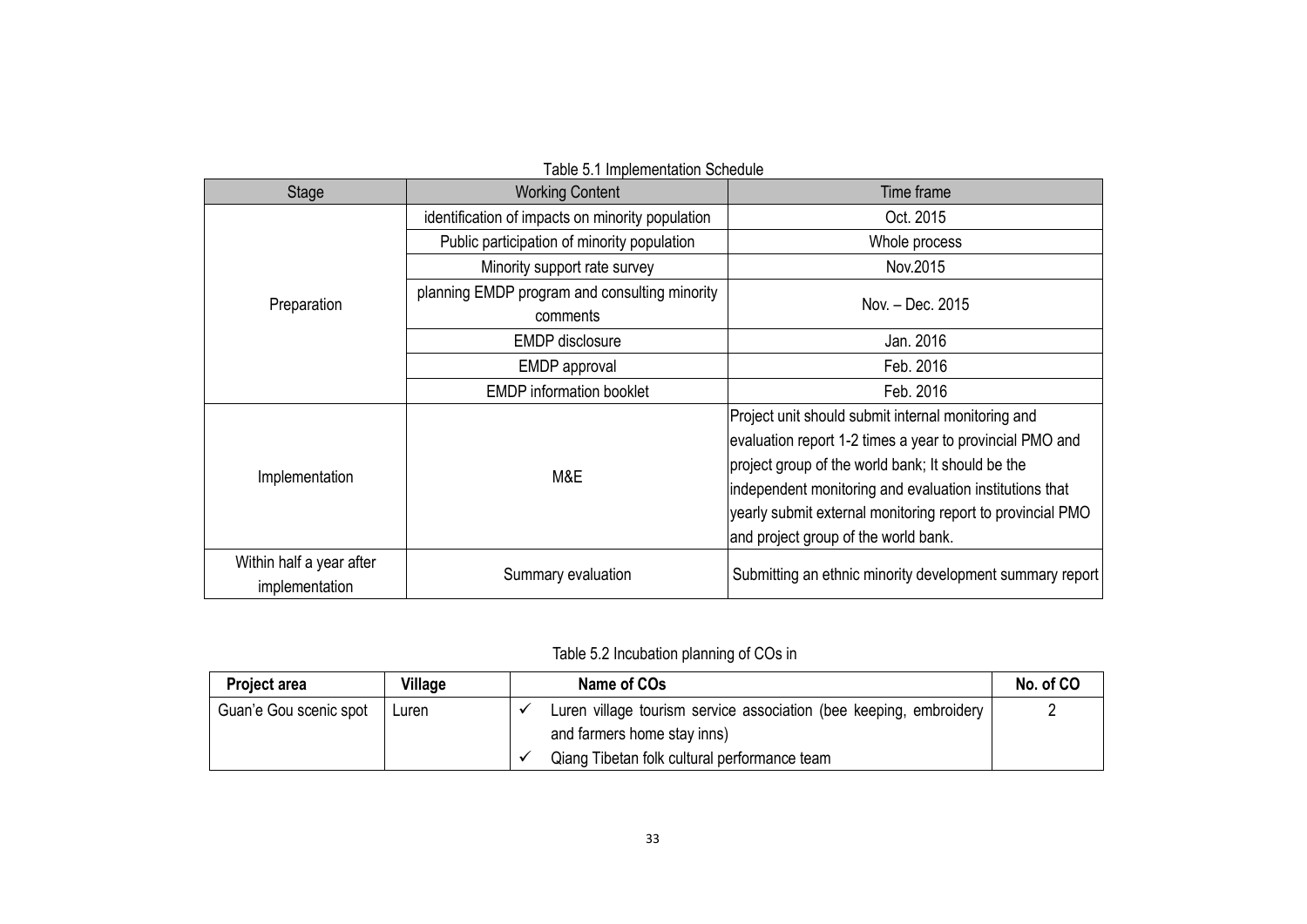Table 5.1 Implementation Schedule

| Stage | Working Content | Time frame |
|---|---|---|
| Preparation | identification of impacts on minority population | Oct. 2015 |
| | Public participation of minority population | Whole process |
| | Minority support rate survey | Nov.2015 |
| | planning EMDP program and consulting minority comments | Nov. – Dec. 2015 |
| | EMDP disclosure | Jan. 2016 |
| | EMDP approval | Feb. 2016 |
| | EMDP information booklet | Feb. 2016 |
| Implementation | M&E | Project unit should submit internal monitoring and evaluation report 1-2 times a year to provincial PMO and project group of the world bank; It should be the independent monitoring and evaluation institutions that yearly submit external monitoring report to provincial PMO and project group of the world bank. |
| Within half a year after implementation | Summary evaluation | Submitting an ethnic minority development summary report |

Table 5.2 Incubation planning of COs in

| Project area | Village | Name of COs | No. of CO |
|---|---|---|---|
| Guan'e Gou scenic spot | Luren | ✓ Luren village tourism service association (bee keeping, embroidery and farmers home stay inns)<br>✓ Qiang Tibetan folk cultural performance team | 2 |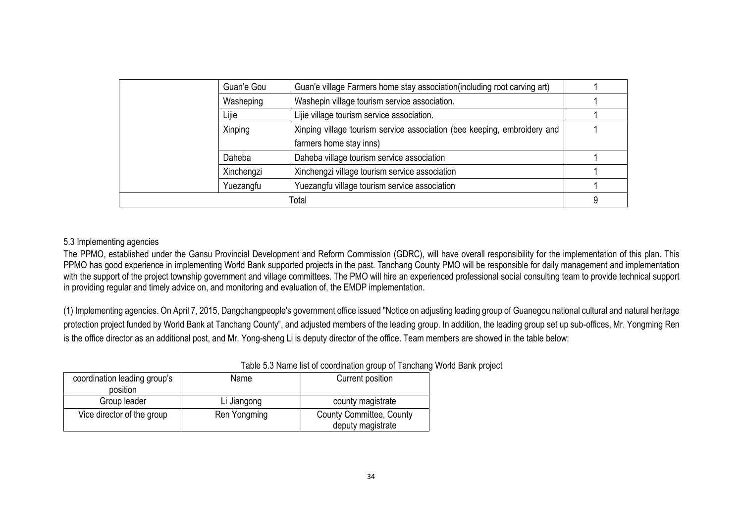| | Guan'e Gou | Guan'e village Farmers home stay association(including root carving art) | 1 |
|---|---|---|---|
| | Washeping | Washepin village tourism service association. | 1 |
| | Lijie | Lijie village tourism service association. | 1 |
| | Xinping | Xinping village tourism service association (bee keeping, embroidery and farmers home stay inns) | 1 |
| | Daheba | Daheba village tourism service association | 1 |
| | Xinchengzi | Xinchengzi village tourism service association | 1 |
| | Yuezangfu | Yuezangfu village tourism service association | 1 |
| Total | | | 9 |

5.3 Implementing agencies

The PPMO, established under the Gansu Provincial Development and Reform Commission (GDRC), will have overall responsibility for the implementation of this plan. This PPMO has good experience in implementing World Bank supported projects in the past. Tanchang County PMO will be responsible for daily management and implementation with the support of the project township government and village committees. The PMO will hire an experienced professional social consulting team to provide technical support in providing regular and timely advice on, and monitoring and evaluation of, the EMDP implementation.

(1) Implementing agencies. On April 7, 2015, Dangchangpeople's government office issued "Notice on adjusting leading group of Guanegou national cultural and natural heritage protection project funded by World Bank at Tanchang County", and adjusted members of the leading group. In addition, the leading group set up sub-offices, Mr. Yongming Ren is the office director as an additional post, and Mr. Yong-sheng Li is deputy director of the office. Team members are showed in the table below:

Table 5.3 Name list of coordination group of Tanchang World Bank project

| coordination leading group's position | Name | Current position |
|---|---|---|
| Group leader | Li Jiangong | county magistrate |
| Vice director of the group | Ren Yongming | County Committee, County deputy magistrate |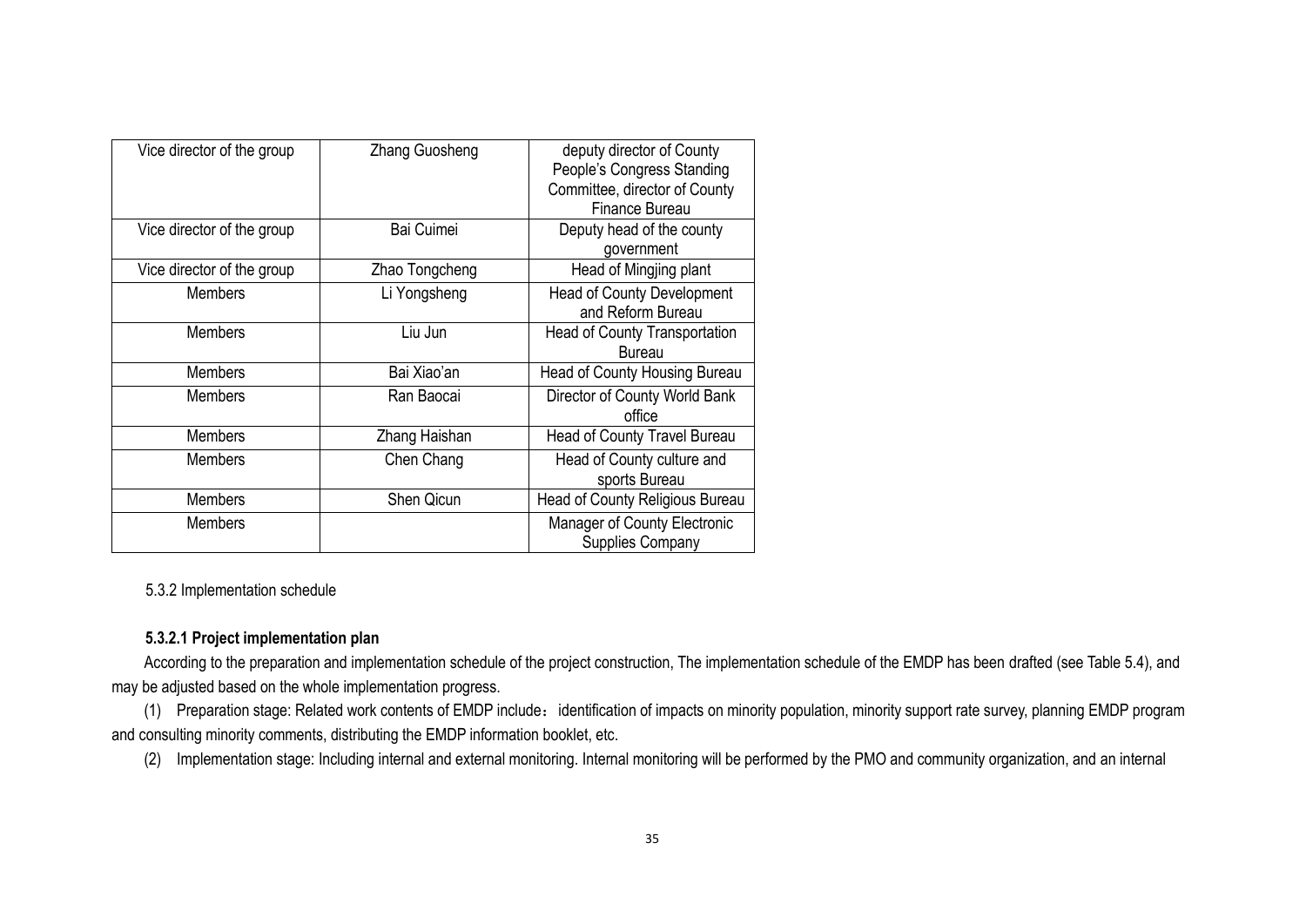| Vice director of the group | Zhang Guosheng | deputy director of County People's Congress Standing Committee, director of County Finance Bureau |
|---|---|---|
| Vice director of the group | Bai Cuimei | Deputy head of the county government |
| Vice director of the group | Zhao Tongcheng | Head of Mingjing plant |
| Members | Li Yongsheng | Head of County Development and Reform Bureau |
| Members | Liu Jun | Head of County Transportation Bureau |
| Members | Bai Xiao'an | Head of County Housing Bureau |
| Members | Ran Baocai | Director of County World Bank office |
| Members | Zhang Haishan | Head of County Travel Bureau |
| Members | Chen Chang | Head of County culture and sports Bureau |
| Members | Shen Qicun | Head of County Religious Bureau |
| Members | | Manager of County Electronic Supplies Company |

5.3.2 Implementation schedule

**5.3.2.1 Project implementation plan**

According to the preparation and implementation schedule of the project construction, The implementation schedule of the EMDP has been drafted (see Table 5.4), and may be adjusted based on the whole implementation progress.

(1) Preparation stage: Related work contents of EMDP include： identification of impacts on minority population, minority support rate survey, planning EMDP program and consulting minority comments, distributing the EMDP information booklet, etc.

(2) Implementation stage: Including internal and external monitoring. Internal monitoring will be performed by the PMO and community organization, and an internal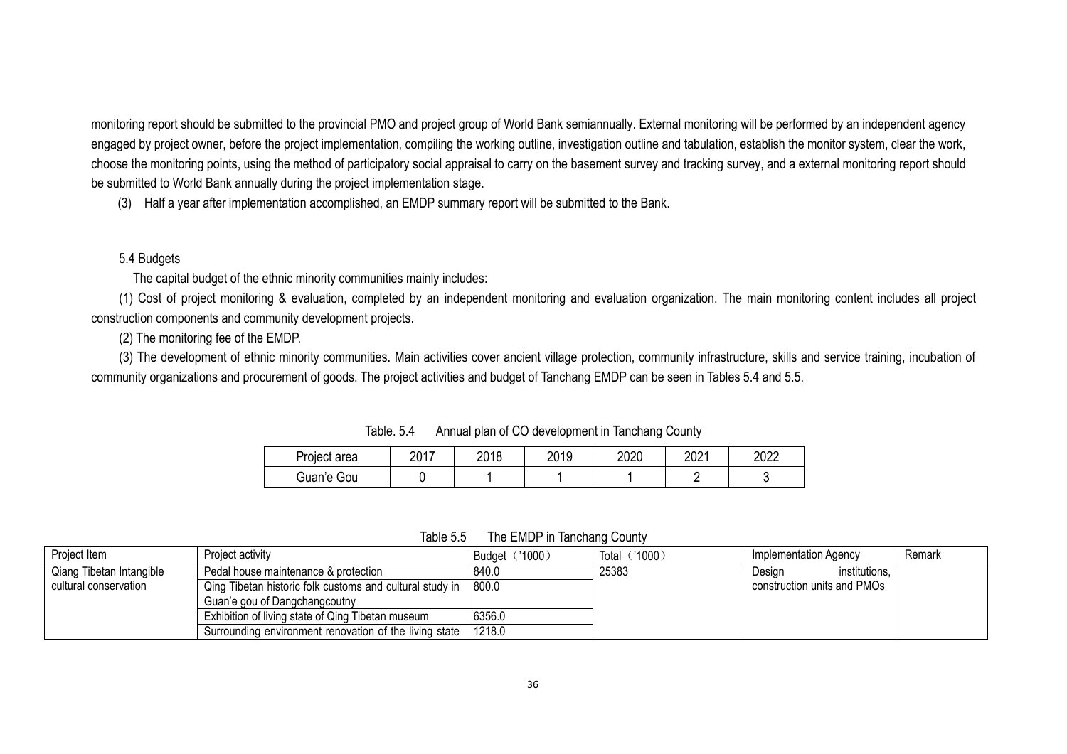monitoring report should be submitted to the provincial PMO and project group of World Bank semiannually. External monitoring will be performed by an independent agency engaged by project owner, before the project implementation, compiling the working outline, investigation outline and tabulation, establish the monitor system, clear the work, choose the monitoring points, using the method of participatory social appraisal to carry on the basement survey and tracking survey, and a external monitoring report should be submitted to World Bank annually during the project implementation stage.

(3) Half a year after implementation accomplished, an EMDP summary report will be submitted to the Bank.

5.4 Budgets

The capital budget of the ethnic minority communities mainly includes:

(1) Cost of project monitoring & evaluation, completed by an independent monitoring and evaluation organization. The main monitoring content includes all project construction components and community development projects.

(2) The monitoring fee of the EMDP.

(3) The development of ethnic minority communities. Main activities cover ancient village protection, community infrastructure, skills and service training, incubation of community organizations and procurement of goods. The project activities and budget of Tanchang EMDP can be seen in Tables 5.4 and 5.5.

Table. 5.4 Annual plan of CO development in Tanchang County

| Project area | 2017 | 2018 | 2019 | 2020 | 2021 | 2022 |
|---|---|---|---|---|---|---|
| Guan'e Gou | 0 | 1 | 1 | 1 | 2 | 3 |

Table 5.5 The EMDP in Tanchang County

| Project Item | Project activity | Budget（'1000） | Total（'1000） | Implementation Agency | Remark |
|---|---|---|---|---|---|
| Qiang Tibetan Intangible cultural conservation | Pedal house maintenance & protection | 840.0 | 25383 | Design institutions, construction units and PMOs | |
| | Qing Tibetan historic folk customs and cultural study in Guan'e gou of Dangchangcoutny | 800.0 | | | |
| | Exhibition of living state of Qing Tibetan museum | 6356.0 | | | |
| | Surrounding environment renovation of the living state | 1218.0 | | | |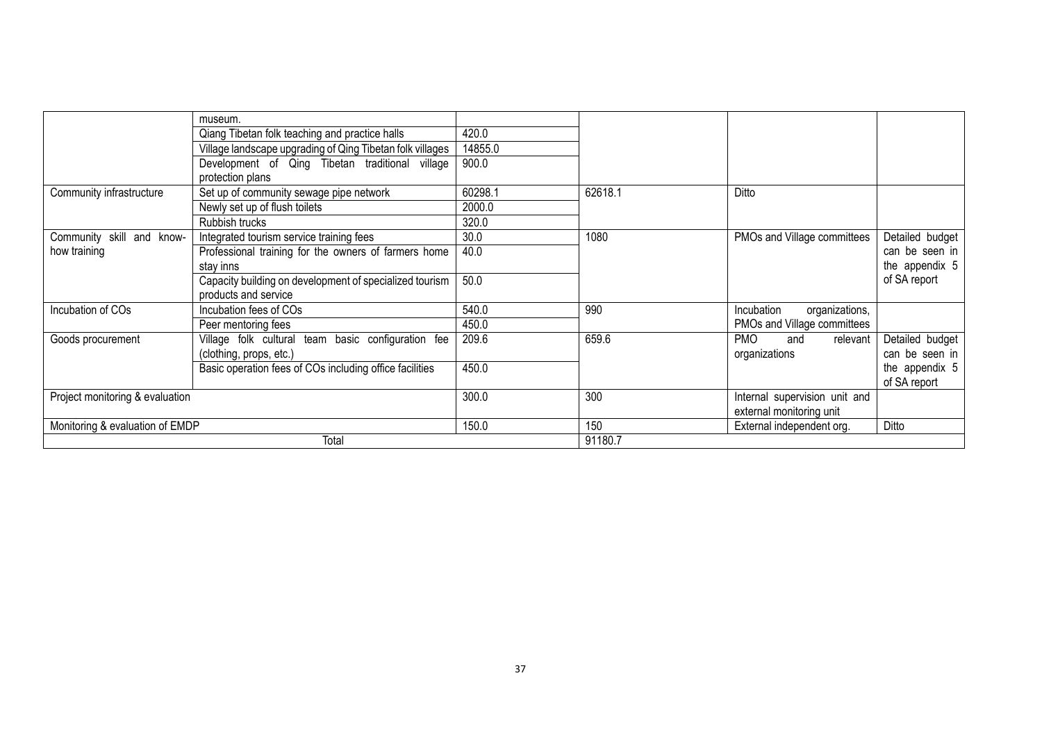| | | | | | |
|---|---|---|---|---|---|
| | museum. | | | | |
| | Qiang Tibetan folk teaching and practice halls | 420.0 | | | |
| | Village landscape upgrading of Qing Tibetan folk villages | 14855.0 | | | |
| | Development of Qing Tibetan traditional village protection plans | 900.0 | | | |
| Community infrastructure | Set up of community sewage pipe network | 60298.1 | 62618.1 | Ditto | |
| | Newly set up of flush toilets | 2000.0 | | | |
| | Rubbish trucks | 320.0 | | | |
| Community skill and know-how training | Integrated tourism service training fees | 30.0 | 1080 | PMOs and Village committees | Detailed budget can be seen in the appendix 5 of SA report |
| | Professional training for the owners of farmers home stay inns | 40.0 | | | |
| | Capacity building on development of specialized tourism products and service | 50.0 | | | |
| Incubation of COs | Incubation fees of COs | 540.0 | 990 | Incubation organizations, PMOs and Village committees | |
| | Peer mentoring fees | 450.0 | | | |
| Goods procurement | Village folk cultural team basic configuration fee (clothing, props, etc.) | 209.6 | 659.6 | PMO and relevant organizations | Detailed budget can be seen in the appendix 5 of SA report |
| | Basic operation fees of COs including office facilities | 450.0 | | | |
| Project monitoring & evaluation | | 300.0 | 300 | Internal supervision unit and external monitoring unit | |
| Monitoring & evaluation of EMDP | | 150.0 | 150 | External independent org. | Ditto |
| Total | | | 91180.7 | | |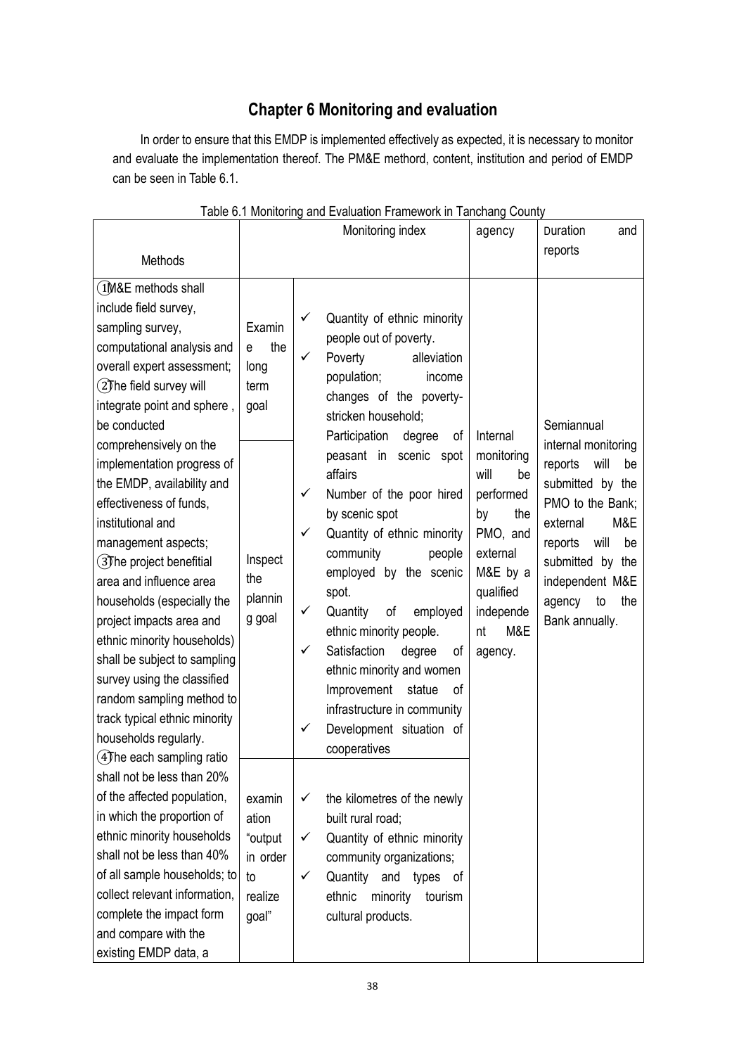# Chapter 6 Monitoring and evaluation

In order to ensure that this EMDP is implemented effectively as expected, it is necessary to monitor and evaluate the implementation thereof. The PM&E methord, content, institution and period of EMDP can be seen in Table 6.1.

Table 6.1 Monitoring and Evaluation Framework in Tanchang County

| Methods | Monitoring index | | agency | Duration and reports |
|---|---|---|---|---|
| ①M&E methods shall include field survey, sampling survey, computational analysis and overall expert assessment; ②The field survey will integrate point and sphere , be conducted comprehensively on the implementation progress of the EMDP, availability and effectiveness of funds, institutional and management aspects; ③The project benefitial area and influence area households (especially the project impacts area and ethnic minority households) shall be subject to sampling survey using the classified random sampling method to track typical ethnic minority households regularly. ④The each sampling ratio shall not be less than 20% of the affected population, in which the proportion of ethnic minority households shall not be less than 40% of all sample households; to collect relevant information, complete the impact form and compare with the existing EMDP data, a | Examine the long term goal | ✓ Quantity of ethnic minority people out of poverty.<br>✓ Poverty alleviation population; income changes of the poverty-stricken household; | Internal monitoring will be performed by the PMO, and external M&E by a qualified independent M&E agency. | Semiannual internal monitoring reports will be submitted by the PMO to the Bank; external M&E reports will be submitted by the independent M&E agency to the Bank annually. |
| | Inspect the planning goal | Participation degree of peasant in scenic spot affairs<br>✓ Number of the poor hired by scenic spot<br>✓ Quantity of ethnic minority community people employed by the scenic spot.<br>✓ Quantity of employed ethnic minority people.<br>✓ Satisfaction degree of ethnic minority and women<br>Improvement statue of infrastructure in community<br>✓ Development situation of cooperatives | | |
| | examination "output in order to realize goal" | ✓ the kilometres of the newly built rural road;<br>✓ Quantity of ethnic minority community organizations;<br>✓ Quantity and types of ethnic minority tourism cultural products. | | |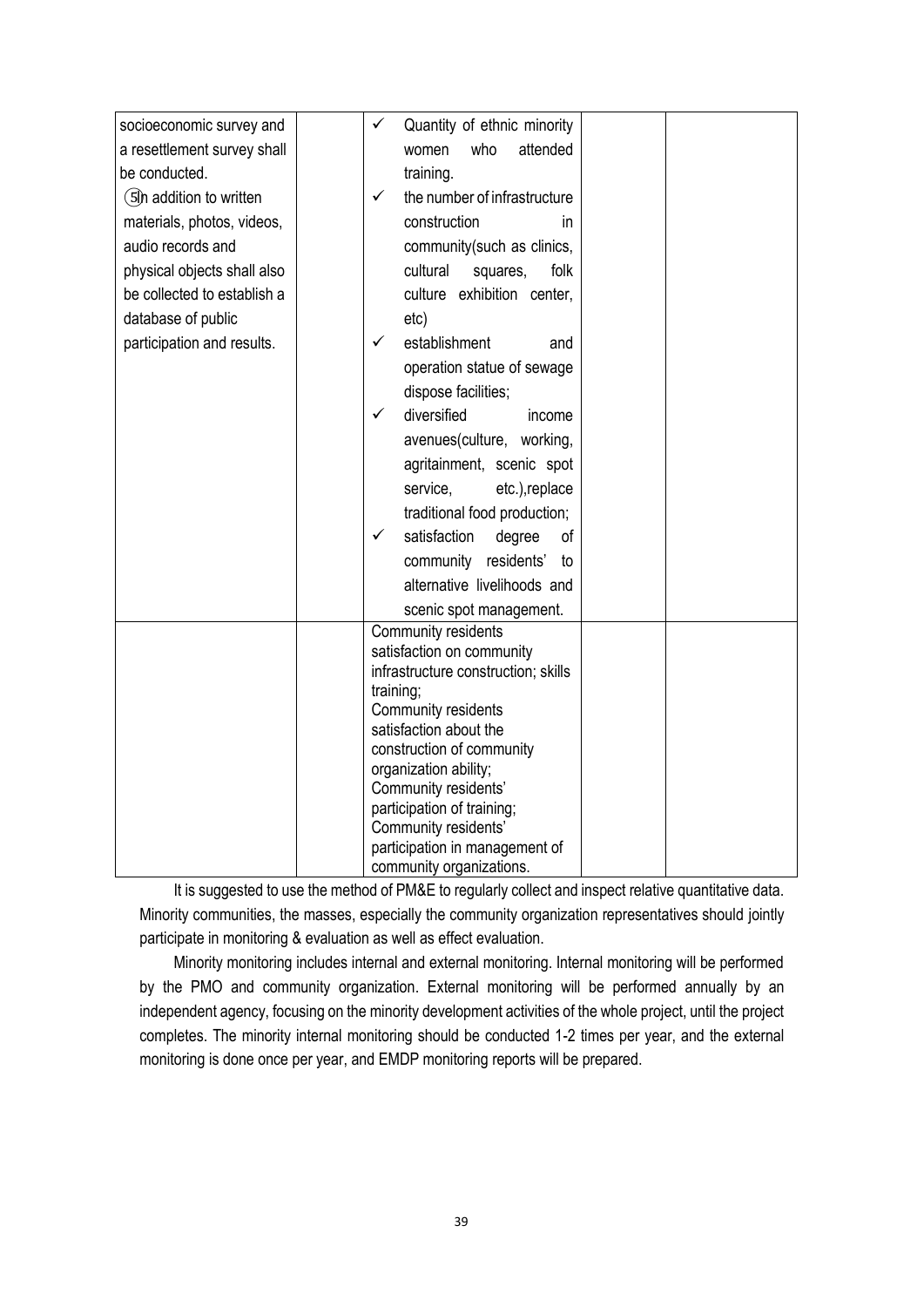| | | | | |
|---|---|---|---|---|
| socioeconomic survey and a resettlement survey shall be conducted.<br>⑤In addition to written materials, photos, videos, audio records and physical objects shall also be collected to establish a database of public participation and results. | | ✓ Quantity of ethnic minority women who attended training.<br>✓ the number of infrastructure construction in community(such as clinics, cultural squares, folk culture exhibition center, etc)<br>✓ establishment and operation statue of sewage dispose facilities;<br>✓ diversified income avenues(culture, working, agritainment, scenic spot service, etc.),replace traditional food production;<br>✓ satisfaction degree of community residents' to alternative livelihoods and scenic spot management. | | |
| | | Community residents satisfaction on community infrastructure construction; skills training;<br>Community residents satisfaction about the construction of community organization ability;<br>Community residents' participation of training;<br>Community residents' participation in management of community organizations. | | |

It is suggested to use the method of PM&E to regularly collect and inspect relative quantitative data. Minority communities, the masses, especially the community organization representatives should jointly participate in monitoring & evaluation as well as effect evaluation.

Minority monitoring includes internal and external monitoring. Internal monitoring will be performed by the PMO and community organization. External monitoring will be performed annually by an independent agency, focusing on the minority development activities of the whole project, until the project completes. The minority internal monitoring should be conducted 1-2 times per year, and the external monitoring is done once per year, and EMDP monitoring reports will be prepared.